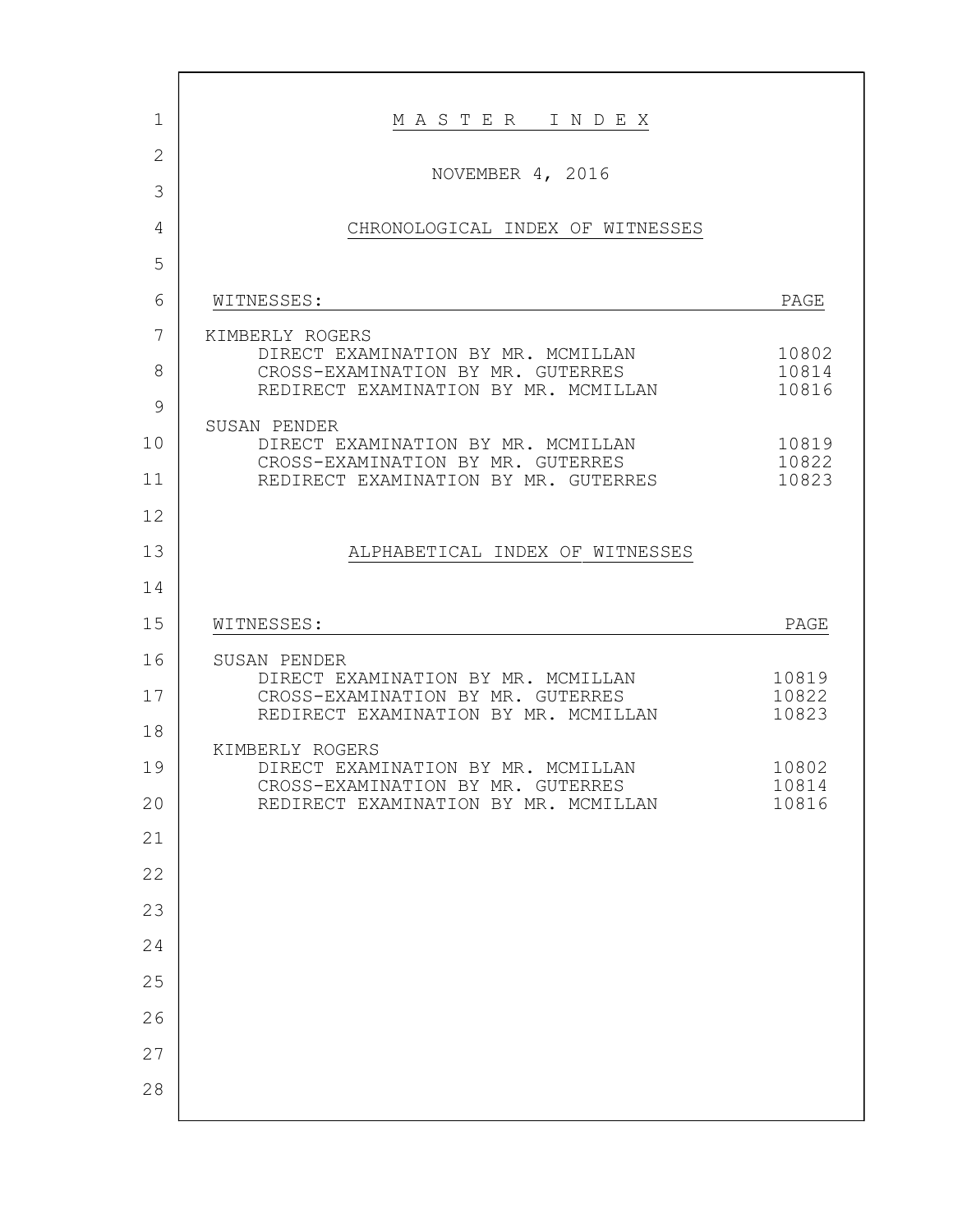# M A S T E R   I N D E X

NOVEMBER 4, 2016

## CHRONOLOGICAL INDEX OF WITNESSES

| WITNESSES: | PAGE |
| --- | --- |
| KIMBERLY ROGERS | |
| DIRECT EXAMINATION BY MR. MCMILLAN | 10802 |
| CROSS-EXAMINATION BY MR. GUTERRES | 10814 |
| REDIRECT EXAMINATION BY MR. MCMILLAN | 10816 |
| SUSAN PENDER | |
| DIRECT EXAMINATION BY MR. MCMILLAN | 10819 |
| CROSS-EXAMINATION BY MR. GUTERRES | 10822 |
| REDIRECT EXAMINATION BY MR. GUTERRES | 10823 |

## ALPHABETICAL INDEX OF WITNESSES

| WITNESSES: | PAGE |
| --- | --- |
| SUSAN PENDER | |
| DIRECT EXAMINATION BY MR. MCMILLAN | 10819 |
| CROSS-EXAMINATION BY MR. GUTERRES | 10822 |
| REDIRECT EXAMINATION BY MR. MCMILLAN | 10823 |
| KIMBERLY ROGERS | |
| DIRECT EXAMINATION BY MR. MCMILLAN | 10802 |
| CROSS-EXAMINATION BY MR. GUTERRES | 10814 |
| REDIRECT EXAMINATION BY MR. MCMILLAN | 10816 |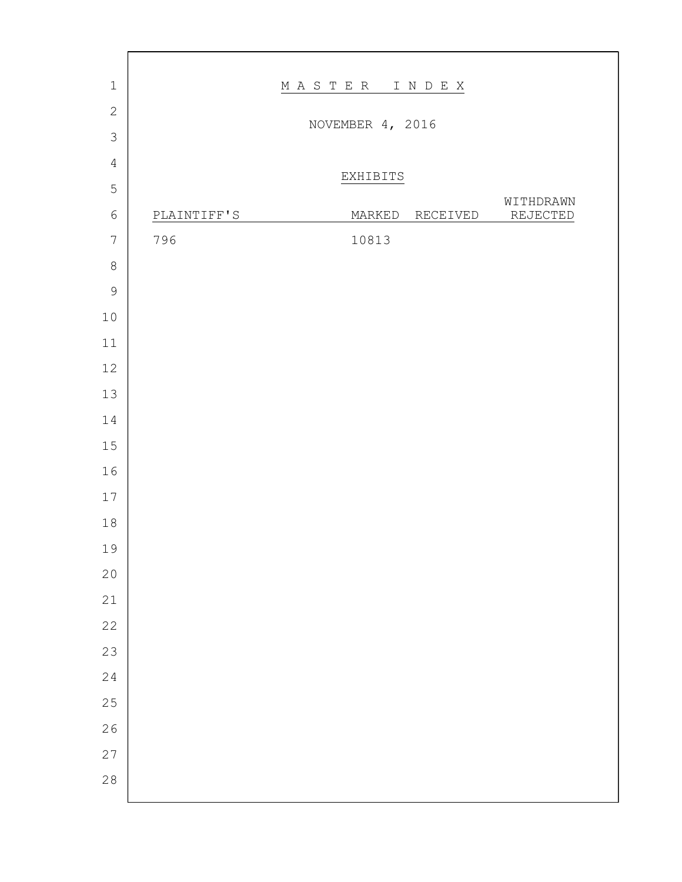# M A S T E R   I N D E X

NOVEMBER 4, 2016

EXHIBITS

| PLAINTIFF'S | MARKED | RECEIVED | WITHDRAWN REJECTED |
|---|---|---|---|
| 796 | 10813 | | |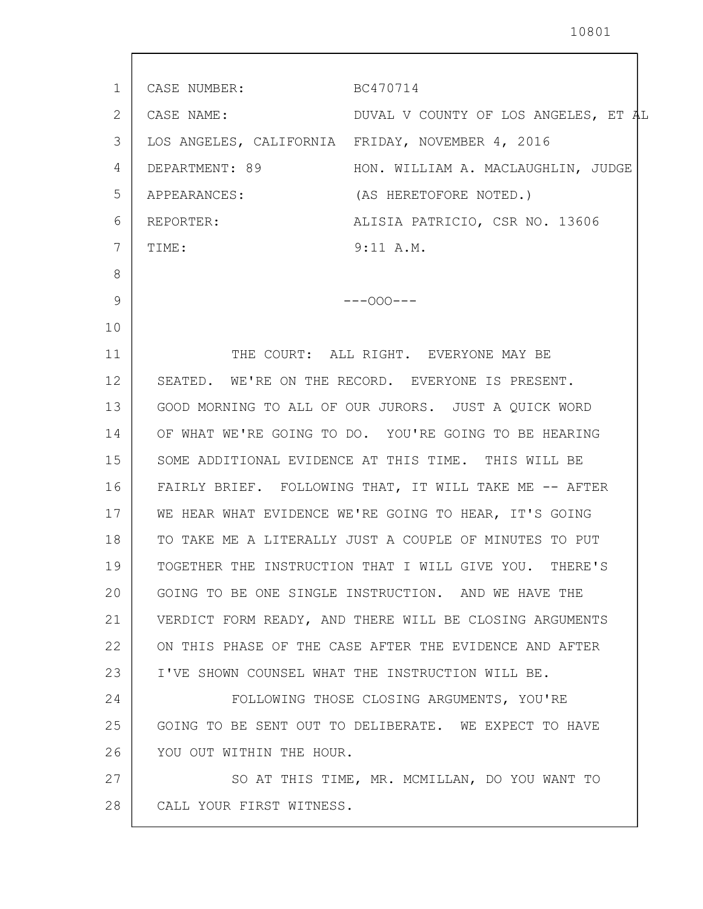| | |
|---|---|
| CASE NUMBER: | BC470714 |
| CASE NAME: | DUVAL V COUNTY OF LOS ANGELES, ET AL |
| LOS ANGELES, CALIFORNIA | FRIDAY, NOVEMBER 4, 2016 |
| DEPARTMENT: 89 | HON. WILLIAM A. MACLAUGHLIN, JUDGE |
| APPEARANCES: | (AS HERETOFORE NOTED.) |
| REPORTER: | ALISIA PATRICIO, CSR NO. 13606 |
| TIME: | 9:11 A.M. |

---OOO---

THE COURT: ALL RIGHT. EVERYONE MAY BE SEATED. WE'RE ON THE RECORD. EVERYONE IS PRESENT. GOOD MORNING TO ALL OF OUR JURORS. JUST A QUICK WORD OF WHAT WE'RE GOING TO DO. YOU'RE GOING TO BE HEARING SOME ADDITIONAL EVIDENCE AT THIS TIME. THIS WILL BE FAIRLY BRIEF. FOLLOWING THAT, IT WILL TAKE ME -- AFTER WE HEAR WHAT EVIDENCE WE'RE GOING TO HEAR, IT'S GOING TO TAKE ME A LITERALLY JUST A COUPLE OF MINUTES TO PUT TOGETHER THE INSTRUCTION THAT I WILL GIVE YOU. THERE'S GOING TO BE ONE SINGLE INSTRUCTION. AND WE HAVE THE VERDICT FORM READY, AND THERE WILL BE CLOSING ARGUMENTS ON THIS PHASE OF THE CASE AFTER THE EVIDENCE AND AFTER I'VE SHOWN COUNSEL WHAT THE INSTRUCTION WILL BE.

FOLLOWING THOSE CLOSING ARGUMENTS, YOU'RE GOING TO BE SENT OUT TO DELIBERATE. WE EXPECT TO HAVE YOU OUT WITHIN THE HOUR.

SO AT THIS TIME, MR. MCMILLAN, DO YOU WANT TO CALL YOUR FIRST WITNESS.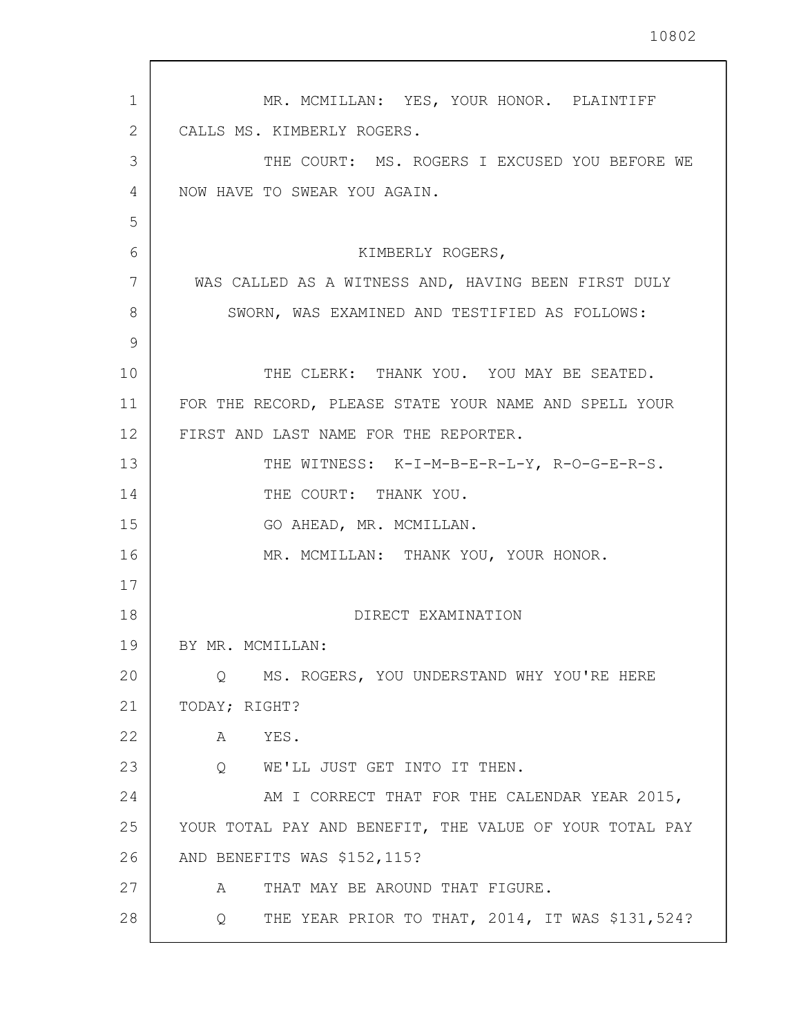MR. MCMILLAN: YES, YOUR HONOR. PLAINTIFF CALLS MS. KIMBERLY ROGERS.

THE COURT: MS. ROGERS I EXCUSED YOU BEFORE WE NOW HAVE TO SWEAR YOU AGAIN.

KIMBERLY ROGERS,

WAS CALLED AS A WITNESS AND, HAVING BEEN FIRST DULY SWORN, WAS EXAMINED AND TESTIFIED AS FOLLOWS:

THE CLERK: THANK YOU. YOU MAY BE SEATED. FOR THE RECORD, PLEASE STATE YOUR NAME AND SPELL YOUR FIRST AND LAST NAME FOR THE REPORTER.

THE WITNESS: K-I-M-B-E-R-L-Y, R-O-G-E-R-S.

THE COURT: THANK YOU.

GO AHEAD, MR. MCMILLAN.

MR. MCMILLAN: THANK YOU, YOUR HONOR.

DIRECT EXAMINATION

BY MR. MCMILLAN:

Q MS. ROGERS, YOU UNDERSTAND WHY YOU'RE HERE TODAY; RIGHT?

A YES.

Q WE'LL JUST GET INTO IT THEN.

AM I CORRECT THAT FOR THE CALENDAR YEAR 2015, YOUR TOTAL PAY AND BENEFIT, THE VALUE OF YOUR TOTAL PAY AND BENEFITS WAS $152,115?

A THAT MAY BE AROUND THAT FIGURE.

Q THE YEAR PRIOR TO THAT, 2014, IT WAS $131,524?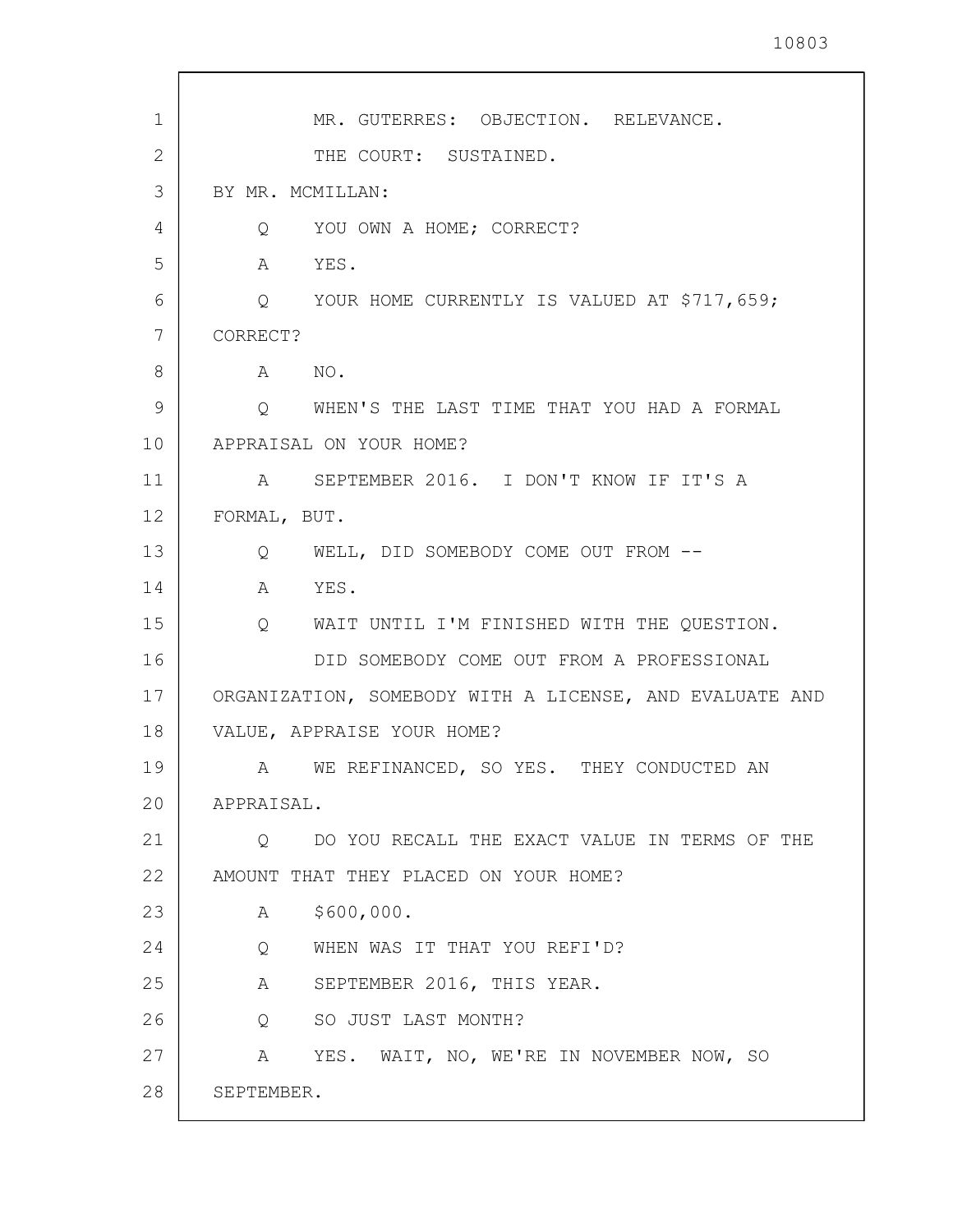MR. GUTERRES: OBJECTION. RELEVANCE.

THE COURT: SUSTAINED.

BY MR. MCMILLAN:

Q YOU OWN A HOME; CORRECT?

A YES.

Q YOUR HOME CURRENTLY IS VALUED AT $717,659; CORRECT?

A NO.

Q WHEN'S THE LAST TIME THAT YOU HAD A FORMAL APPRAISAL ON YOUR HOME?

A SEPTEMBER 2016. I DON'T KNOW IF IT'S A FORMAL, BUT.

Q WELL, DID SOMEBODY COME OUT FROM --

A YES.

Q WAIT UNTIL I'M FINISHED WITH THE QUESTION.

DID SOMEBODY COME OUT FROM A PROFESSIONAL ORGANIZATION, SOMEBODY WITH A LICENSE, AND EVALUATE AND VALUE, APPRAISE YOUR HOME?

A WE REFINANCED, SO YES. THEY CONDUCTED AN APPRAISAL.

Q DO YOU RECALL THE EXACT VALUE IN TERMS OF THE AMOUNT THAT THEY PLACED ON YOUR HOME?

A $600,000.

Q WHEN WAS IT THAT YOU REFI'D?

A SEPTEMBER 2016, THIS YEAR.

Q SO JUST LAST MONTH?

A YES. WAIT, NO, WE'RE IN NOVEMBER NOW, SO SEPTEMBER.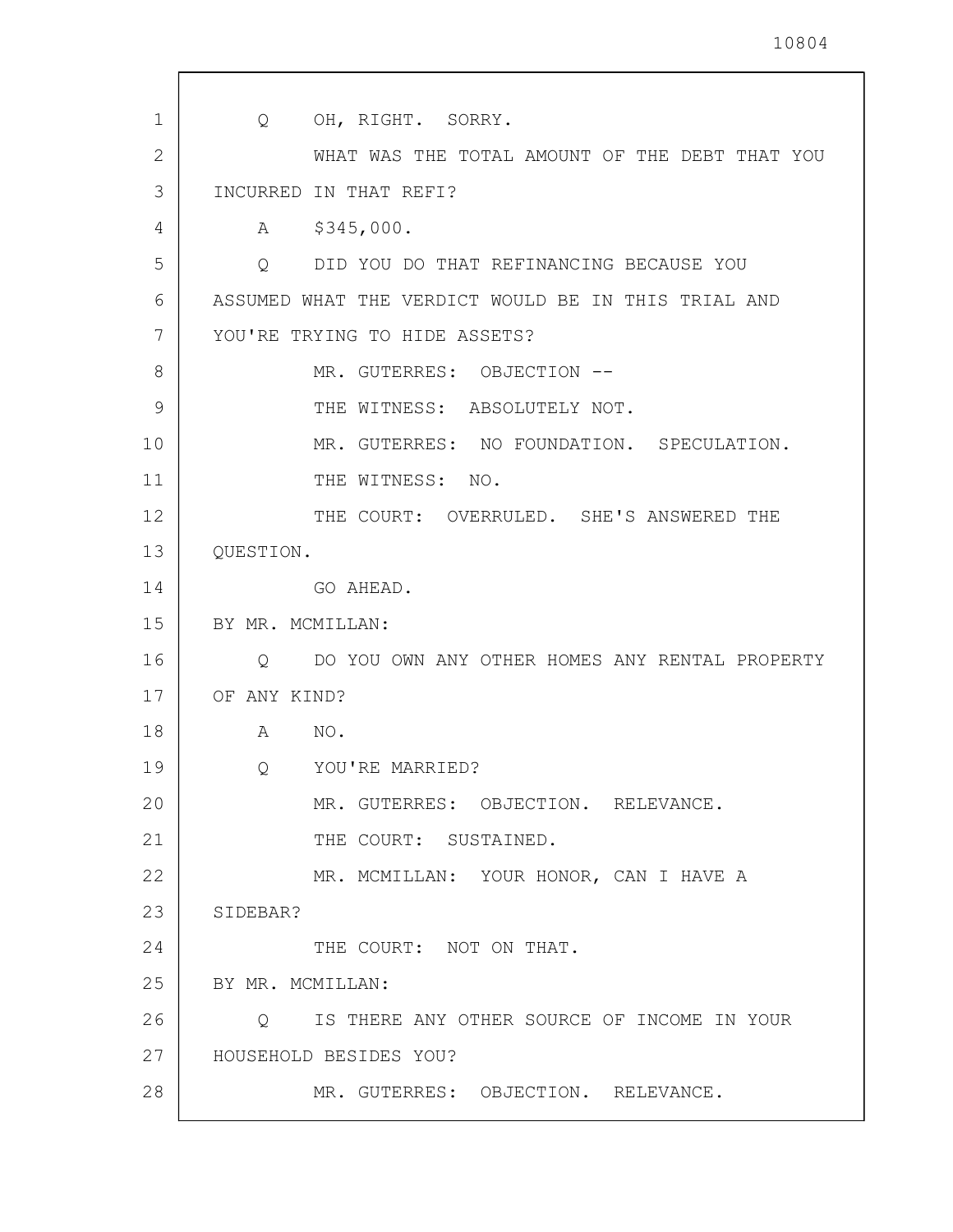Q OH, RIGHT. SORRY.

WHAT WAS THE TOTAL AMOUNT OF THE DEBT THAT YOU INCURRED IN THAT REFI?

A $345,000.

Q DID YOU DO THAT REFINANCING BECAUSE YOU ASSUMED WHAT THE VERDICT WOULD BE IN THIS TRIAL AND YOU'RE TRYING TO HIDE ASSETS?

MR. GUTERRES: OBJECTION --

THE WITNESS: ABSOLUTELY NOT.

MR. GUTERRES: NO FOUNDATION. SPECULATION.

THE WITNESS: NO.

THE COURT: OVERRULED. SHE'S ANSWERED THE QUESTION.

GO AHEAD.

BY MR. MCMILLAN:

Q DO YOU OWN ANY OTHER HOMES ANY RENTAL PROPERTY OF ANY KIND?

A NO.

Q YOU'RE MARRIED?

MR. GUTERRES: OBJECTION. RELEVANCE.

THE COURT: SUSTAINED.

MR. MCMILLAN: YOUR HONOR, CAN I HAVE A SIDEBAR?

THE COURT: NOT ON THAT.

BY MR. MCMILLAN:

Q IS THERE ANY OTHER SOURCE OF INCOME IN YOUR HOUSEHOLD BESIDES YOU?

MR. GUTERRES: OBJECTION. RELEVANCE.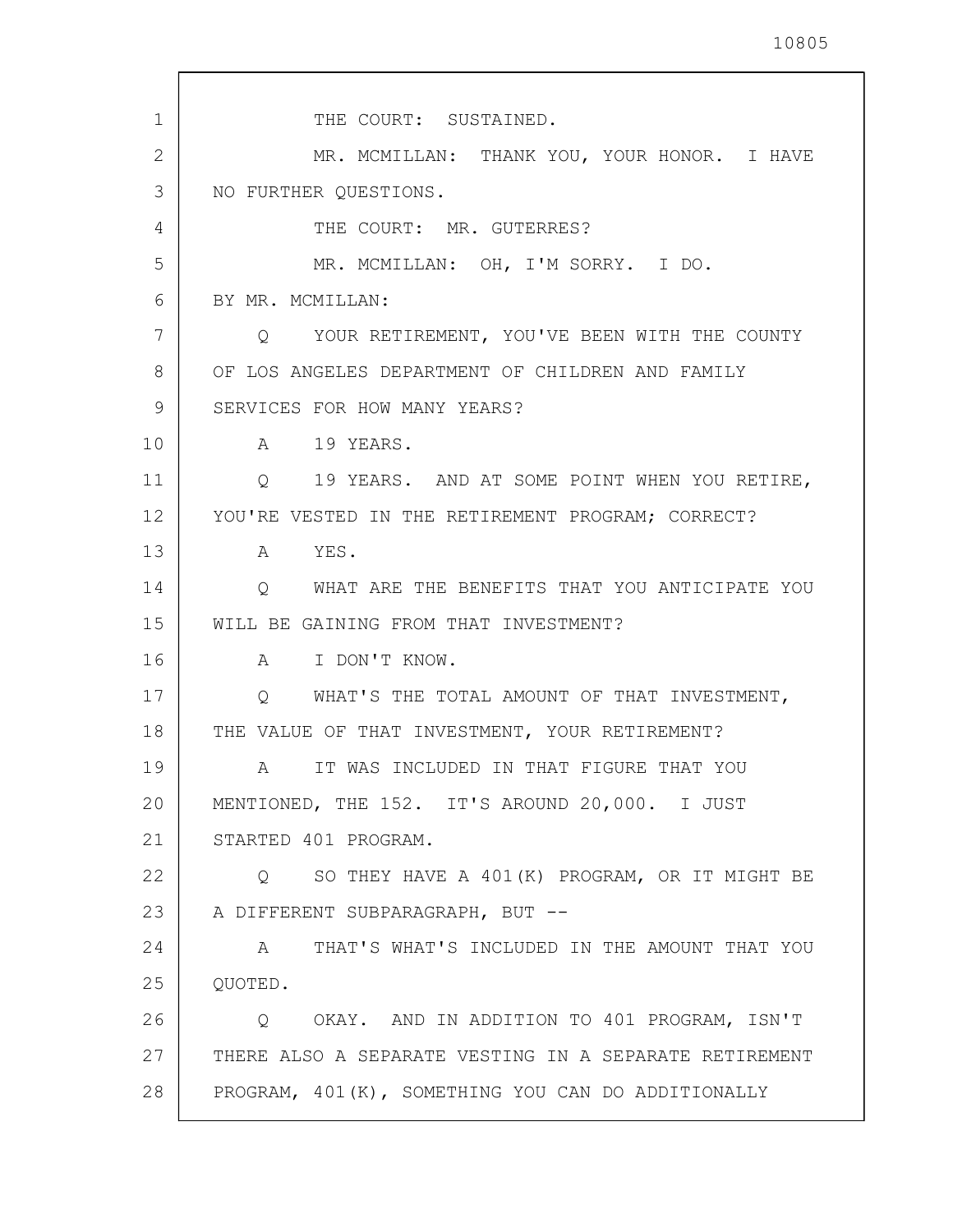THE COURT: SUSTAINED.

MR. MCMILLAN: THANK YOU, YOUR HONOR. I HAVE NO FURTHER QUESTIONS.

THE COURT: MR. GUTERRES?

MR. MCMILLAN: OH, I'M SORRY. I DO.

BY MR. MCMILLAN:

Q YOUR RETIREMENT, YOU'VE BEEN WITH THE COUNTY OF LOS ANGELES DEPARTMENT OF CHILDREN AND FAMILY SERVICES FOR HOW MANY YEARS?

A 19 YEARS.

Q 19 YEARS. AND AT SOME POINT WHEN YOU RETIRE, YOU'RE VESTED IN THE RETIREMENT PROGRAM; CORRECT?

A YES.

Q WHAT ARE THE BENEFITS THAT YOU ANTICIPATE YOU WILL BE GAINING FROM THAT INVESTMENT?

A I DON'T KNOW.

Q WHAT'S THE TOTAL AMOUNT OF THAT INVESTMENT, THE VALUE OF THAT INVESTMENT, YOUR RETIREMENT?

A IT WAS INCLUDED IN THAT FIGURE THAT YOU MENTIONED, THE 152. IT'S AROUND 20,000. I JUST STARTED 401 PROGRAM.

Q SO THEY HAVE A 401(K) PROGRAM, OR IT MIGHT BE A DIFFERENT SUBPARAGRAPH, BUT --

A THAT'S WHAT'S INCLUDED IN THE AMOUNT THAT YOU QUOTED.

Q OKAY. AND IN ADDITION TO 401 PROGRAM, ISN'T THERE ALSO A SEPARATE VESTING IN A SEPARATE RETIREMENT PROGRAM, 401(K), SOMETHING YOU CAN DO ADDITIONALLY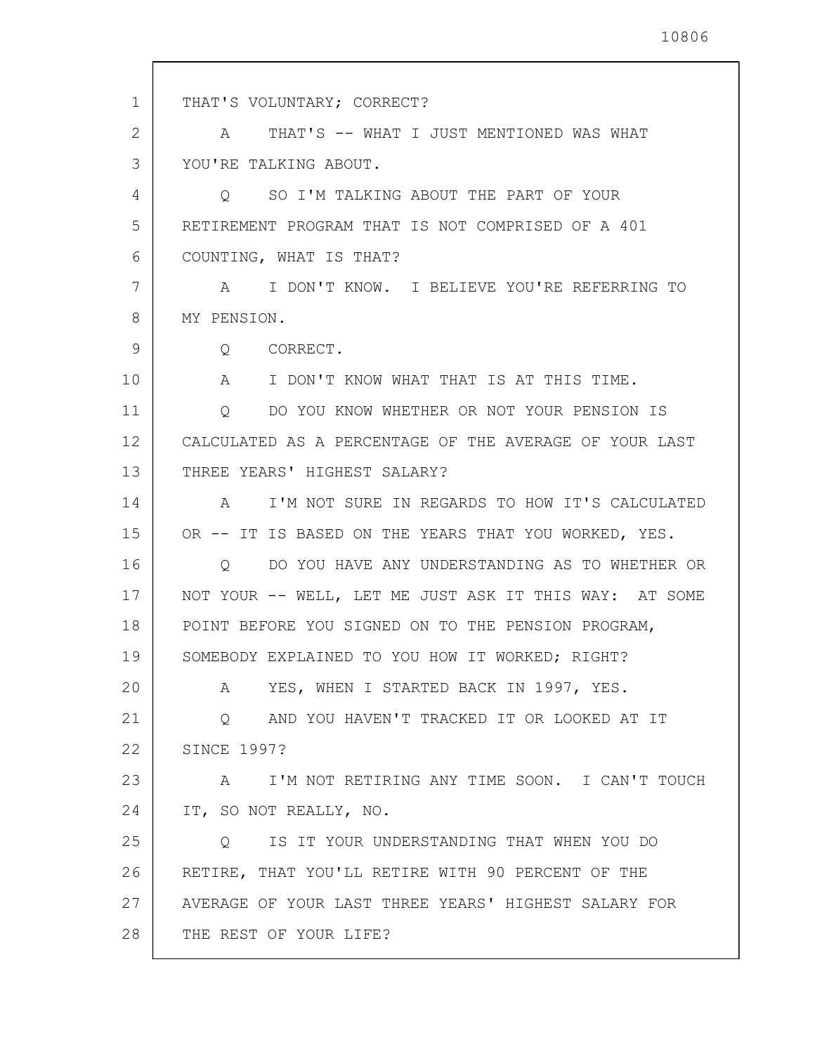THAT'S VOLUNTARY; CORRECT?

A THAT'S -- WHAT I JUST MENTIONED WAS WHAT YOU'RE TALKING ABOUT.

Q SO I'M TALKING ABOUT THE PART OF YOUR RETIREMENT PROGRAM THAT IS NOT COMPRISED OF A 401 COUNTING, WHAT IS THAT?

A I DON'T KNOW. I BELIEVE YOU'RE REFERRING TO MY PENSION.

Q CORRECT.

A I DON'T KNOW WHAT THAT IS AT THIS TIME.

Q DO YOU KNOW WHETHER OR NOT YOUR PENSION IS CALCULATED AS A PERCENTAGE OF THE AVERAGE OF YOUR LAST THREE YEARS' HIGHEST SALARY?

A I'M NOT SURE IN REGARDS TO HOW IT'S CALCULATED OR -- IT IS BASED ON THE YEARS THAT YOU WORKED, YES.

Q DO YOU HAVE ANY UNDERSTANDING AS TO WHETHER OR NOT YOUR -- WELL, LET ME JUST ASK IT THIS WAY: AT SOME POINT BEFORE YOU SIGNED ON TO THE PENSION PROGRAM, SOMEBODY EXPLAINED TO YOU HOW IT WORKED; RIGHT?

A YES, WHEN I STARTED BACK IN 1997, YES.

Q AND YOU HAVEN'T TRACKED IT OR LOOKED AT IT SINCE 1997?

A I'M NOT RETIRING ANY TIME SOON. I CAN'T TOUCH IT, SO NOT REALLY, NO.

Q IS IT YOUR UNDERSTANDING THAT WHEN YOU DO RETIRE, THAT YOU'LL RETIRE WITH 90 PERCENT OF THE AVERAGE OF YOUR LAST THREE YEARS' HIGHEST SALARY FOR THE REST OF YOUR LIFE?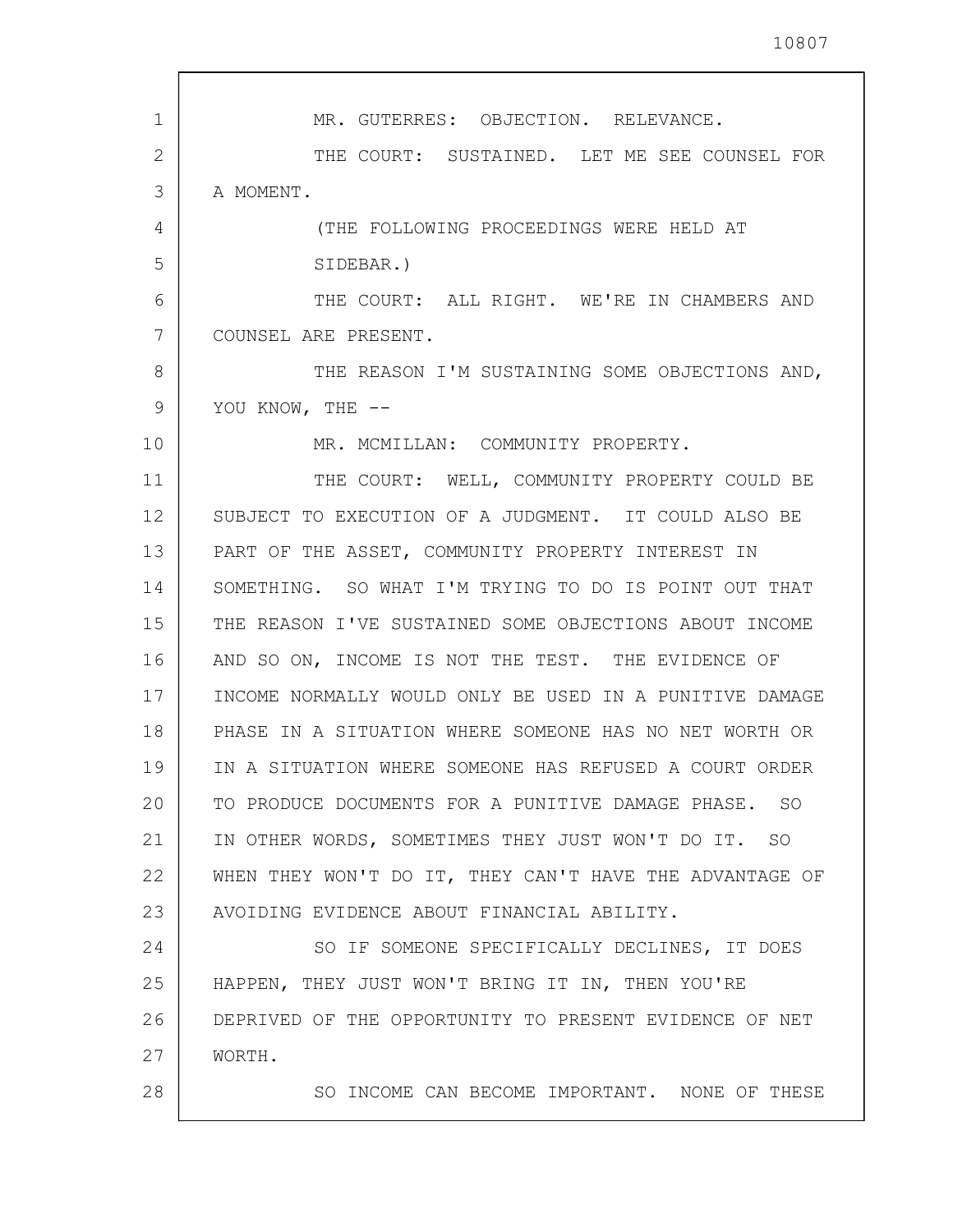MR. GUTERRES: OBJECTION. RELEVANCE.

THE COURT: SUSTAINED. LET ME SEE COUNSEL FOR A MOMENT.

(THE FOLLOWING PROCEEDINGS WERE HELD AT SIDEBAR.)

THE COURT: ALL RIGHT. WE'RE IN CHAMBERS AND COUNSEL ARE PRESENT.

THE REASON I'M SUSTAINING SOME OBJECTIONS AND, YOU KNOW, THE --

MR. MCMILLAN: COMMUNITY PROPERTY.

THE COURT: WELL, COMMUNITY PROPERTY COULD BE SUBJECT TO EXECUTION OF A JUDGMENT. IT COULD ALSO BE PART OF THE ASSET, COMMUNITY PROPERTY INTEREST IN SOMETHING. SO WHAT I'M TRYING TO DO IS POINT OUT THAT THE REASON I'VE SUSTAINED SOME OBJECTIONS ABOUT INCOME AND SO ON, INCOME IS NOT THE TEST. THE EVIDENCE OF INCOME NORMALLY WOULD ONLY BE USED IN A PUNITIVE DAMAGE PHASE IN A SITUATION WHERE SOMEONE HAS NO NET WORTH OR IN A SITUATION WHERE SOMEONE HAS REFUSED A COURT ORDER TO PRODUCE DOCUMENTS FOR A PUNITIVE DAMAGE PHASE. SO IN OTHER WORDS, SOMETIMES THEY JUST WON'T DO IT. SO WHEN THEY WON'T DO IT, THEY CAN'T HAVE THE ADVANTAGE OF AVOIDING EVIDENCE ABOUT FINANCIAL ABILITY.

SO IF SOMEONE SPECIFICALLY DECLINES, IT DOES HAPPEN, THEY JUST WON'T BRING IT IN, THEN YOU'RE DEPRIVED OF THE OPPORTUNITY TO PRESENT EVIDENCE OF NET WORTH.

SO INCOME CAN BECOME IMPORTANT. NONE OF THESE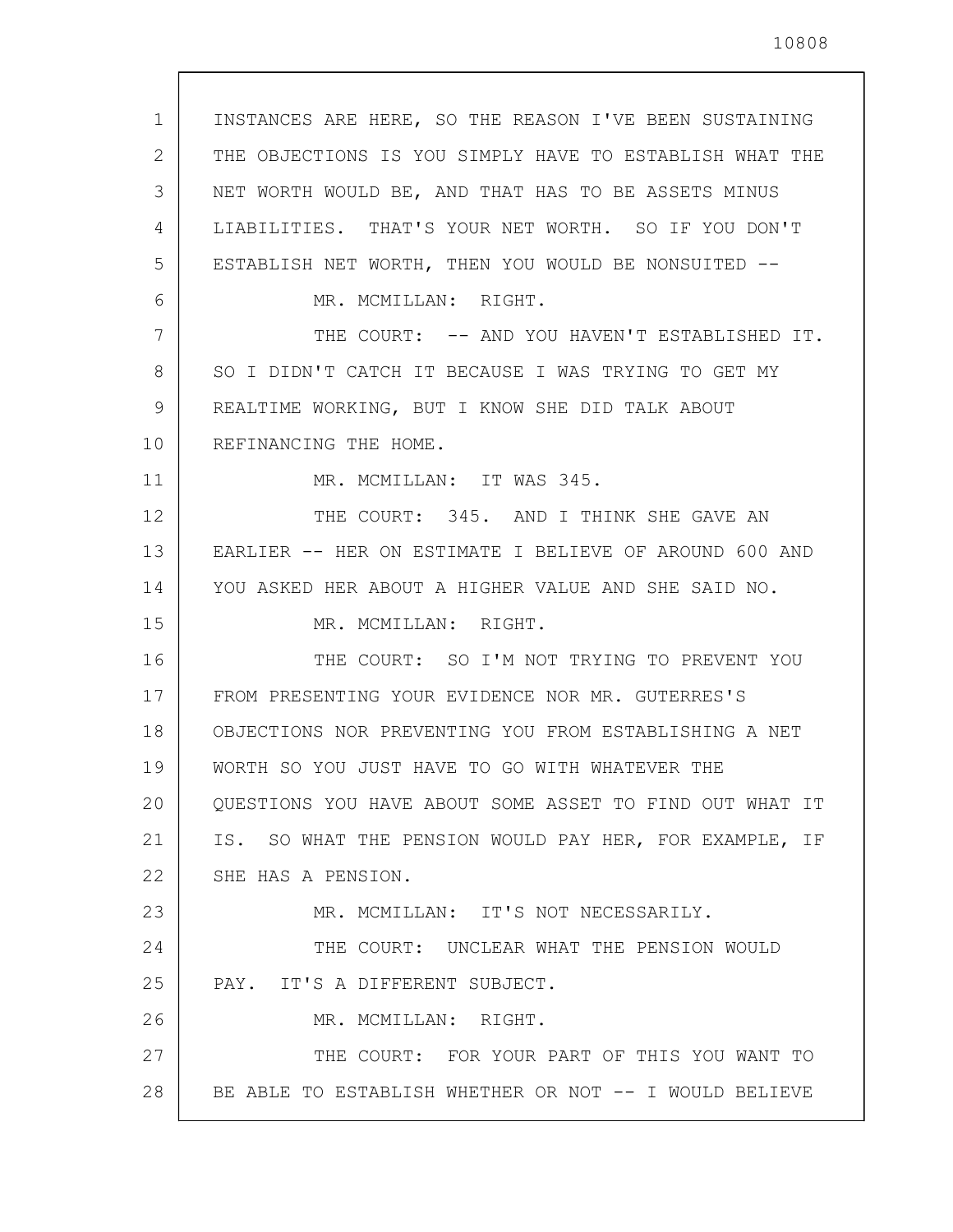INSTANCES ARE HERE, SO THE REASON I'VE BEEN SUSTAINING THE OBJECTIONS IS YOU SIMPLY HAVE TO ESTABLISH WHAT THE NET WORTH WOULD BE, AND THAT HAS TO BE ASSETS MINUS LIABILITIES. THAT'S YOUR NET WORTH. SO IF YOU DON'T ESTABLISH NET WORTH, THEN YOU WOULD BE NONSUITED --

MR. MCMILLAN: RIGHT.

THE COURT: -- AND YOU HAVEN'T ESTABLISHED IT. SO I DIDN'T CATCH IT BECAUSE I WAS TRYING TO GET MY REALTIME WORKING, BUT I KNOW SHE DID TALK ABOUT REFINANCING THE HOME.

MR. MCMILLAN: IT WAS 345.

THE COURT: 345. AND I THINK SHE GAVE AN EARLIER -- HER ON ESTIMATE I BELIEVE OF AROUND 600 AND YOU ASKED HER ABOUT A HIGHER VALUE AND SHE SAID NO.

MR. MCMILLAN: RIGHT.

THE COURT: SO I'M NOT TRYING TO PREVENT YOU FROM PRESENTING YOUR EVIDENCE NOR MR. GUTERRES'S OBJECTIONS NOR PREVENTING YOU FROM ESTABLISHING A NET WORTH SO YOU JUST HAVE TO GO WITH WHATEVER THE QUESTIONS YOU HAVE ABOUT SOME ASSET TO FIND OUT WHAT IT IS. SO WHAT THE PENSION WOULD PAY HER, FOR EXAMPLE, IF SHE HAS A PENSION.

MR. MCMILLAN: IT'S NOT NECESSARILY.

THE COURT: UNCLEAR WHAT THE PENSION WOULD PAY. IT'S A DIFFERENT SUBJECT.

MR. MCMILLAN: RIGHT.

THE COURT: FOR YOUR PART OF THIS YOU WANT TO BE ABLE TO ESTABLISH WHETHER OR NOT -- I WOULD BELIEVE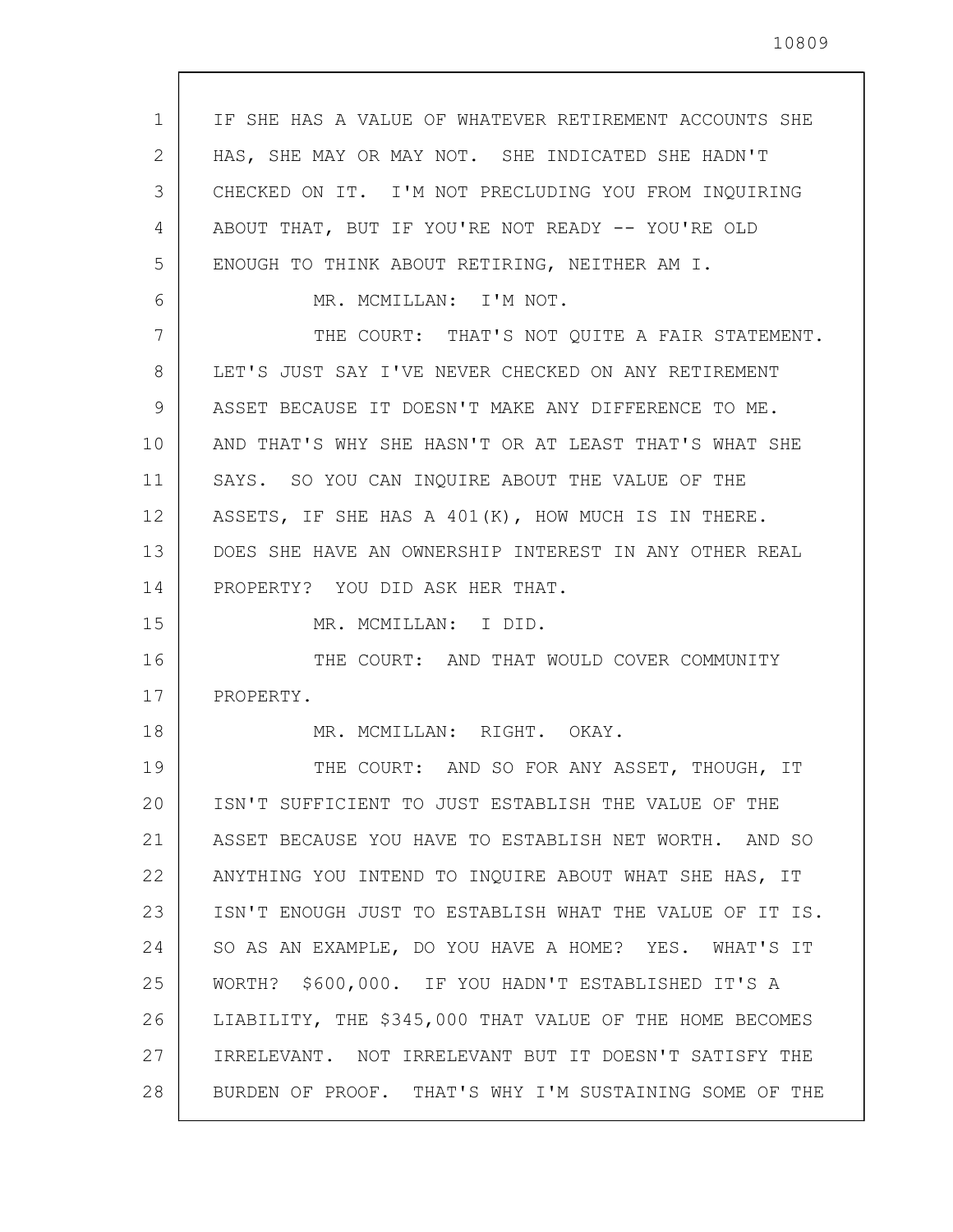IF SHE HAS A VALUE OF WHATEVER RETIREMENT ACCOUNTS SHE HAS, SHE MAY OR MAY NOT. SHE INDICATED SHE HADN'T CHECKED ON IT. I'M NOT PRECLUDING YOU FROM INQUIRING ABOUT THAT, BUT IF YOU'RE NOT READY -- YOU'RE OLD ENOUGH TO THINK ABOUT RETIRING, NEITHER AM I.

MR. MCMILLAN: I'M NOT.

THE COURT: THAT'S NOT QUITE A FAIR STATEMENT. LET'S JUST SAY I'VE NEVER CHECKED ON ANY RETIREMENT ASSET BECAUSE IT DOESN'T MAKE ANY DIFFERENCE TO ME. AND THAT'S WHY SHE HASN'T OR AT LEAST THAT'S WHAT SHE SAYS. SO YOU CAN INQUIRE ABOUT THE VALUE OF THE ASSETS, IF SHE HAS A 401(K), HOW MUCH IS IN THERE. DOES SHE HAVE AN OWNERSHIP INTEREST IN ANY OTHER REAL PROPERTY? YOU DID ASK HER THAT.

MR. MCMILLAN: I DID.

THE COURT: AND THAT WOULD COVER COMMUNITY PROPERTY.

MR. MCMILLAN: RIGHT. OKAY.

THE COURT: AND SO FOR ANY ASSET, THOUGH, IT ISN'T SUFFICIENT TO JUST ESTABLISH THE VALUE OF THE ASSET BECAUSE YOU HAVE TO ESTABLISH NET WORTH. AND SO ANYTHING YOU INTEND TO INQUIRE ABOUT WHAT SHE HAS, IT ISN'T ENOUGH JUST TO ESTABLISH WHAT THE VALUE OF IT IS. SO AS AN EXAMPLE, DO YOU HAVE A HOME? YES. WHAT'S IT WORTH? $600,000. IF YOU HADN'T ESTABLISHED IT'S A LIABILITY, THE $345,000 THAT VALUE OF THE HOME BECOMES IRRELEVANT. NOT IRRELEVANT BUT IT DOESN'T SATISFY THE BURDEN OF PROOF. THAT'S WHY I'M SUSTAINING SOME OF THE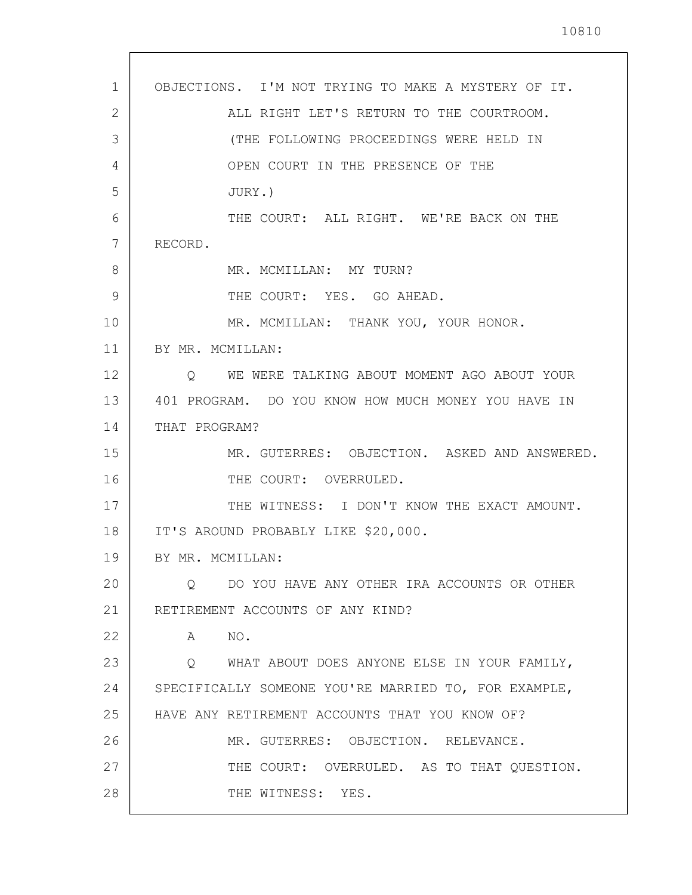OBJECTIONS. I'M NOT TRYING TO MAKE A MYSTERY OF IT.

ALL RIGHT LET'S RETURN TO THE COURTROOM.

(THE FOLLOWING PROCEEDINGS WERE HELD IN OPEN COURT IN THE PRESENCE OF THE JURY.)

THE COURT: ALL RIGHT. WE'RE BACK ON THE RECORD.

MR. MCMILLAN: MY TURN?

THE COURT: YES. GO AHEAD.

MR. MCMILLAN: THANK YOU, YOUR HONOR.

BY MR. MCMILLAN:

Q WE WERE TALKING ABOUT MOMENT AGO ABOUT YOUR 401 PROGRAM. DO YOU KNOW HOW MUCH MONEY YOU HAVE IN THAT PROGRAM?

MR. GUTERRES: OBJECTION. ASKED AND ANSWERED.

THE COURT: OVERRULED.

THE WITNESS: I DON'T KNOW THE EXACT AMOUNT. IT'S AROUND PROBABLY LIKE $20,000.

BY MR. MCMILLAN:

Q DO YOU HAVE ANY OTHER IRA ACCOUNTS OR OTHER RETIREMENT ACCOUNTS OF ANY KIND?

A NO.

Q WHAT ABOUT DOES ANYONE ELSE IN YOUR FAMILY, SPECIFICALLY SOMEONE YOU'RE MARRIED TO, FOR EXAMPLE, HAVE ANY RETIREMENT ACCOUNTS THAT YOU KNOW OF?

MR. GUTERRES: OBJECTION. RELEVANCE.

THE COURT: OVERRULED. AS TO THAT QUESTION.

THE WITNESS: YES.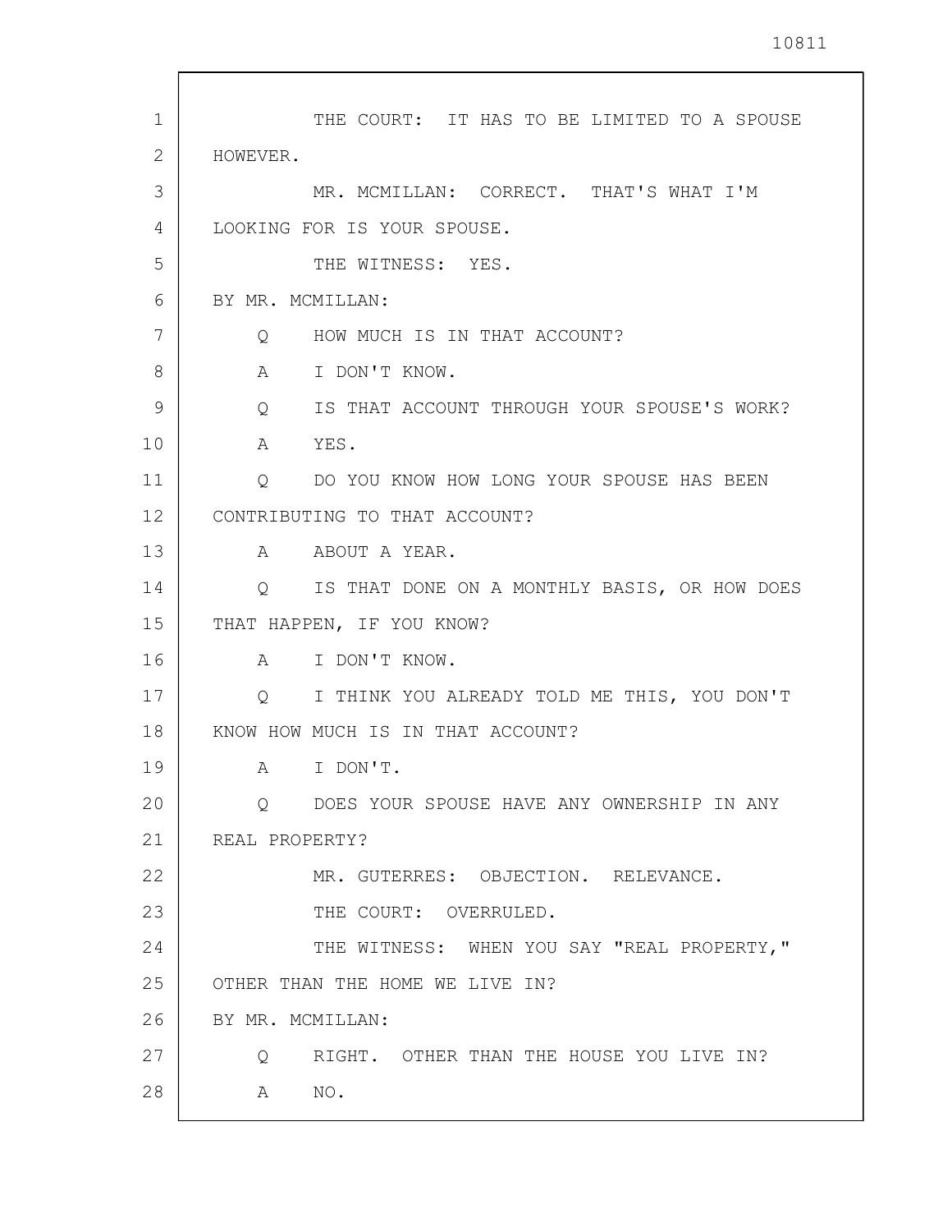THE COURT: IT HAS TO BE LIMITED TO A SPOUSE HOWEVER.

MR. MCMILLAN: CORRECT. THAT'S WHAT I'M LOOKING FOR IS YOUR SPOUSE.

THE WITNESS: YES.

BY MR. MCMILLAN:

Q HOW MUCH IS IN THAT ACCOUNT?

A I DON'T KNOW.

Q IS THAT ACCOUNT THROUGH YOUR SPOUSE'S WORK?

A YES.

Q DO YOU KNOW HOW LONG YOUR SPOUSE HAS BEEN CONTRIBUTING TO THAT ACCOUNT?

A ABOUT A YEAR.

Q IS THAT DONE ON A MONTHLY BASIS, OR HOW DOES THAT HAPPEN, IF YOU KNOW?

A I DON'T KNOW.

Q I THINK YOU ALREADY TOLD ME THIS, YOU DON'T KNOW HOW MUCH IS IN THAT ACCOUNT?

A I DON'T.

Q DOES YOUR SPOUSE HAVE ANY OWNERSHIP IN ANY REAL PROPERTY?

MR. GUTERRES: OBJECTION. RELEVANCE.

THE COURT: OVERRULED.

THE WITNESS: WHEN YOU SAY "REAL PROPERTY," OTHER THAN THE HOME WE LIVE IN?

BY MR. MCMILLAN:

Q RIGHT. OTHER THAN THE HOUSE YOU LIVE IN?

A NO.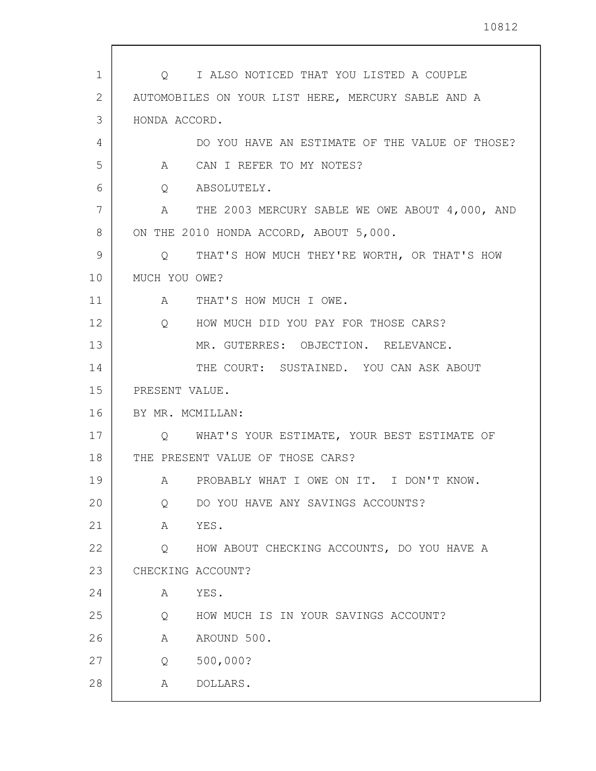Q I ALSO NOTICED THAT YOU LISTED A COUPLE AUTOMOBILES ON YOUR LIST HERE, MERCURY SABLE AND A HONDA ACCORD.

DO YOU HAVE AN ESTIMATE OF THE VALUE OF THOSE?

A CAN I REFER TO MY NOTES?

Q ABSOLUTELY.

A THE 2003 MERCURY SABLE WE OWE ABOUT 4,000, AND ON THE 2010 HONDA ACCORD, ABOUT 5,000.

Q THAT'S HOW MUCH THEY'RE WORTH, OR THAT'S HOW MUCH YOU OWE?

A THAT'S HOW MUCH I OWE.

Q HOW MUCH DID YOU PAY FOR THOSE CARS?

MR. GUTERRES: OBJECTION. RELEVANCE.

THE COURT: SUSTAINED. YOU CAN ASK ABOUT PRESENT VALUE.

BY MR. MCMILLAN:

Q WHAT'S YOUR ESTIMATE, YOUR BEST ESTIMATE OF THE PRESENT VALUE OF THOSE CARS?

A PROBABLY WHAT I OWE ON IT. I DON'T KNOW.

Q DO YOU HAVE ANY SAVINGS ACCOUNTS?

A YES.

Q HOW ABOUT CHECKING ACCOUNTS, DO YOU HAVE A CHECKING ACCOUNT?

A YES.

Q HOW MUCH IS IN YOUR SAVINGS ACCOUNT?

A AROUND 500.

Q 500,000?

A DOLLARS.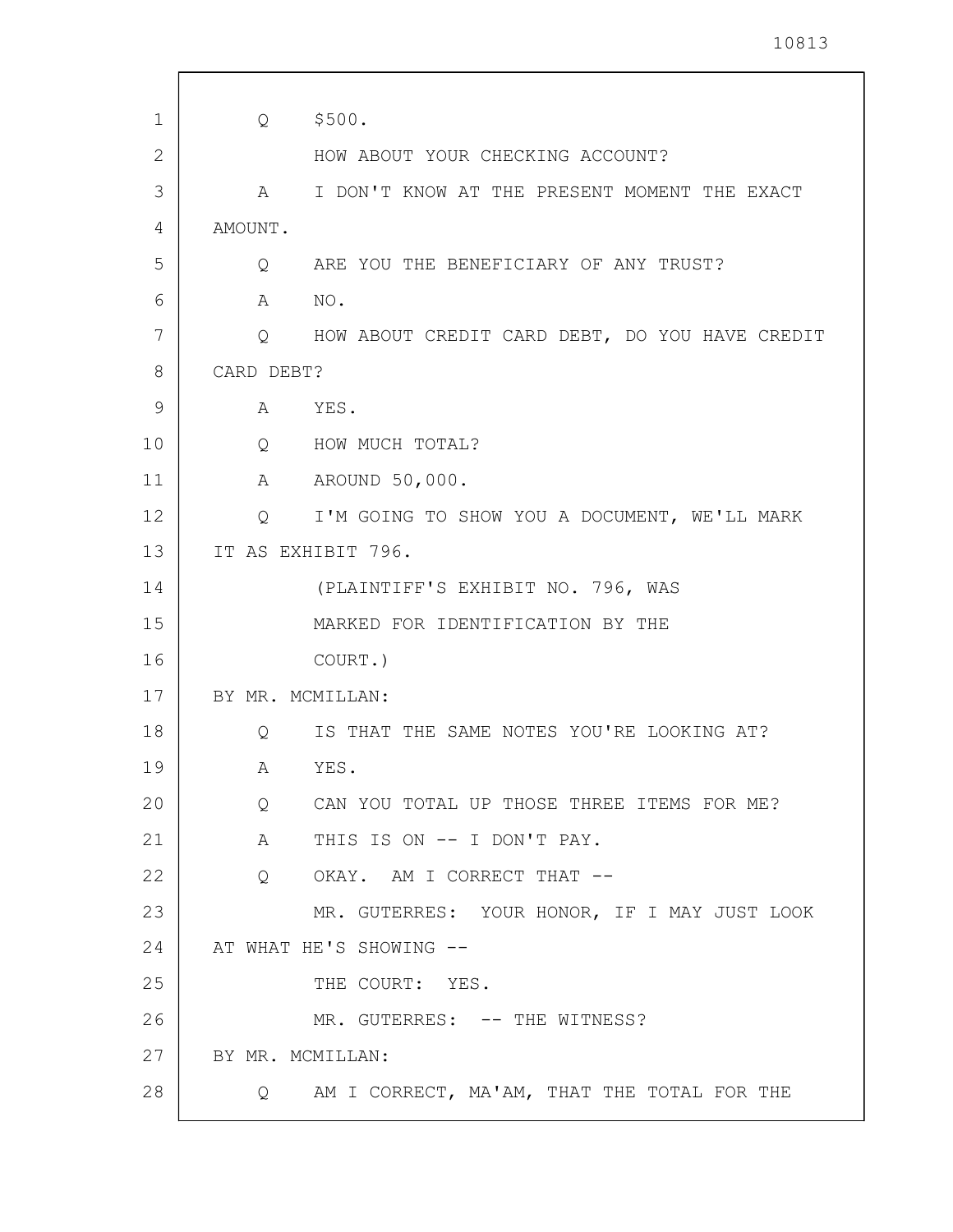Q $500.

HOW ABOUT YOUR CHECKING ACCOUNT?

A I DON'T KNOW AT THE PRESENT MOMENT THE EXACT AMOUNT.

Q ARE YOU THE BENEFICIARY OF ANY TRUST?

A NO.

Q HOW ABOUT CREDIT CARD DEBT, DO YOU HAVE CREDIT CARD DEBT?

A YES.

Q HOW MUCH TOTAL?

A AROUND 50,000.

Q I'M GOING TO SHOW YOU A DOCUMENT, WE'LL MARK IT AS EXHIBIT 796.

(PLAINTIFF'S EXHIBIT NO. 796, WAS MARKED FOR IDENTIFICATION BY THE COURT.)

BY MR. MCMILLAN:

Q IS THAT THE SAME NOTES YOU'RE LOOKING AT?

A YES.

Q CAN YOU TOTAL UP THOSE THREE ITEMS FOR ME?

A THIS IS ON -- I DON'T PAY.

Q OKAY. AM I CORRECT THAT --

MR. GUTERRES: YOUR HONOR, IF I MAY JUST LOOK AT WHAT HE'S SHOWING --

THE COURT: YES.

MR. GUTERRES: -- THE WITNESS?

BY MR. MCMILLAN:

Q AM I CORRECT, MA'AM, THAT THE TOTAL FOR THE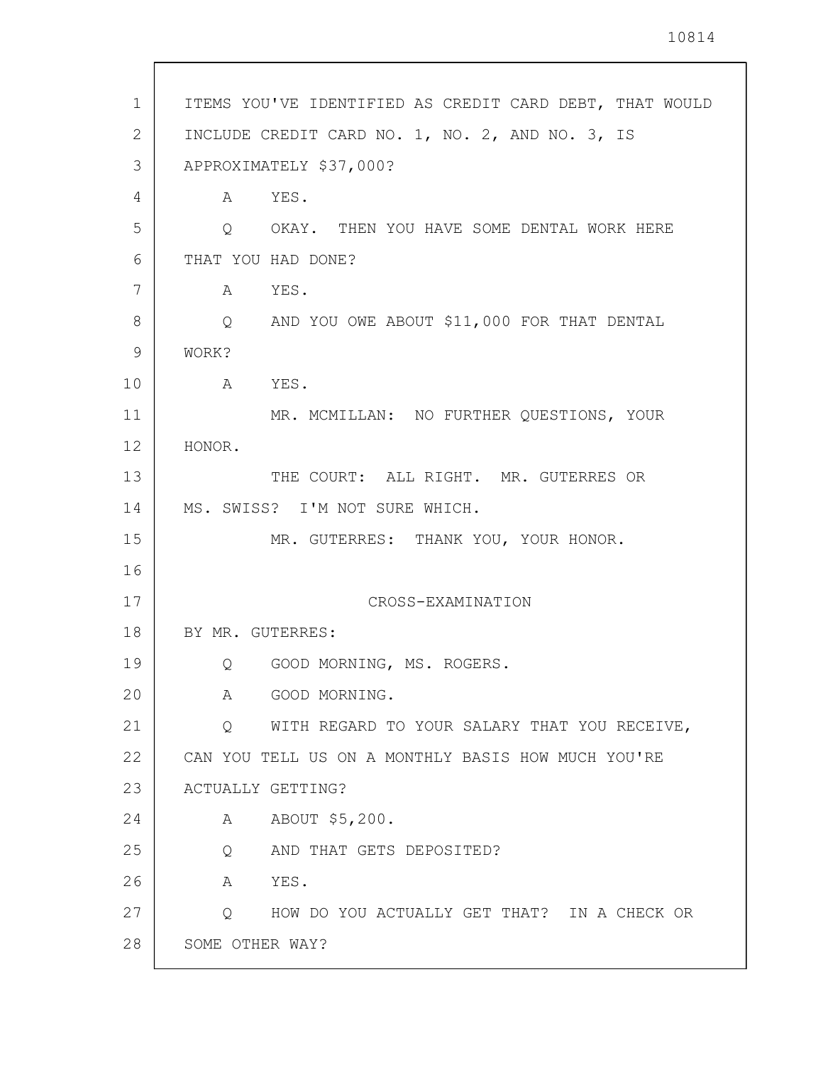ITEMS YOU'VE IDENTIFIED AS CREDIT CARD DEBT, THAT WOULD INCLUDE CREDIT CARD NO. 1, NO. 2, AND NO. 3, IS APPROXIMATELY $37,000?

A YES.

Q OKAY. THEN YOU HAVE SOME DENTAL WORK HERE THAT YOU HAD DONE?

A YES.

Q AND YOU OWE ABOUT $11,000 FOR THAT DENTAL WORK?

A YES.

MR. MCMILLAN: NO FURTHER QUESTIONS, YOUR HONOR.

THE COURT: ALL RIGHT. MR. GUTERRES OR MS. SWISS? I'M NOT SURE WHICH.

MR. GUTERRES: THANK YOU, YOUR HONOR.

## CROSS-EXAMINATION

BY MR. GUTERRES:

Q GOOD MORNING, MS. ROGERS.

A GOOD MORNING.

Q WITH REGARD TO YOUR SALARY THAT YOU RECEIVE, CAN YOU TELL US ON A MONTHLY BASIS HOW MUCH YOU'RE ACTUALLY GETTING?

A ABOUT $5,200.

Q AND THAT GETS DEPOSITED?

A YES.

Q HOW DO YOU ACTUALLY GET THAT? IN A CHECK OR SOME OTHER WAY?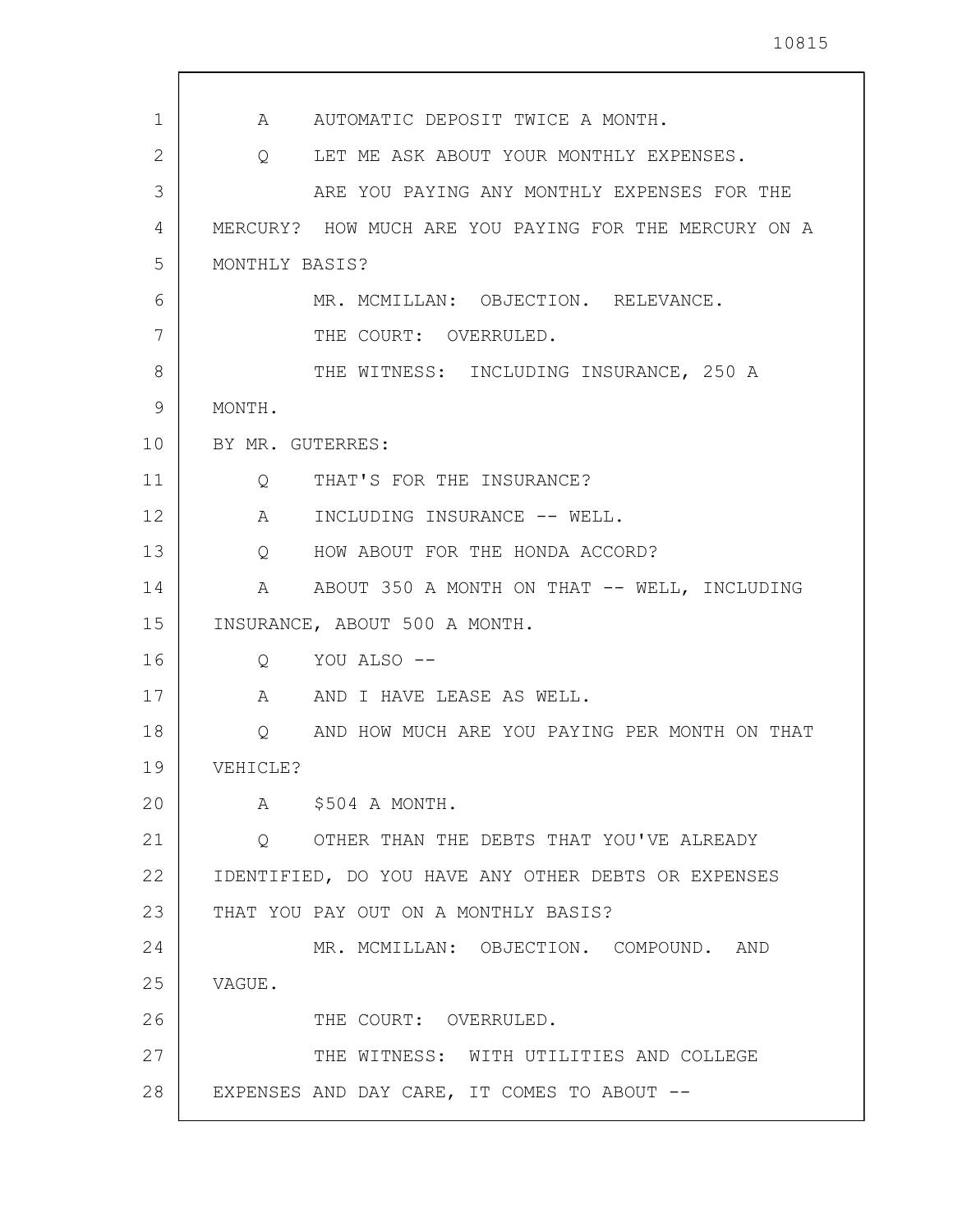A AUTOMATIC DEPOSIT TWICE A MONTH.

Q LET ME ASK ABOUT YOUR MONTHLY EXPENSES.

ARE YOU PAYING ANY MONTHLY EXPENSES FOR THE MERCURY? HOW MUCH ARE YOU PAYING FOR THE MERCURY ON A MONTHLY BASIS?

MR. MCMILLAN: OBJECTION. RELEVANCE.

THE COURT: OVERRULED.

THE WITNESS: INCLUDING INSURANCE, 250 A MONTH.

BY MR. GUTERRES:

Q THAT'S FOR THE INSURANCE?

A INCLUDING INSURANCE -- WELL.

Q HOW ABOUT FOR THE HONDA ACCORD?

A ABOUT 350 A MONTH ON THAT -- WELL, INCLUDING INSURANCE, ABOUT 500 A MONTH.

Q YOU ALSO --

A AND I HAVE LEASE AS WELL.

Q AND HOW MUCH ARE YOU PAYING PER MONTH ON THAT VEHICLE?

A $504 A MONTH.

Q OTHER THAN THE DEBTS THAT YOU'VE ALREADY IDENTIFIED, DO YOU HAVE ANY OTHER DEBTS OR EXPENSES THAT YOU PAY OUT ON A MONTHLY BASIS?

MR. MCMILLAN: OBJECTION. COMPOUND. AND VAGUE.

THE COURT: OVERRULED.

THE WITNESS: WITH UTILITIES AND COLLEGE EXPENSES AND DAY CARE, IT COMES TO ABOUT --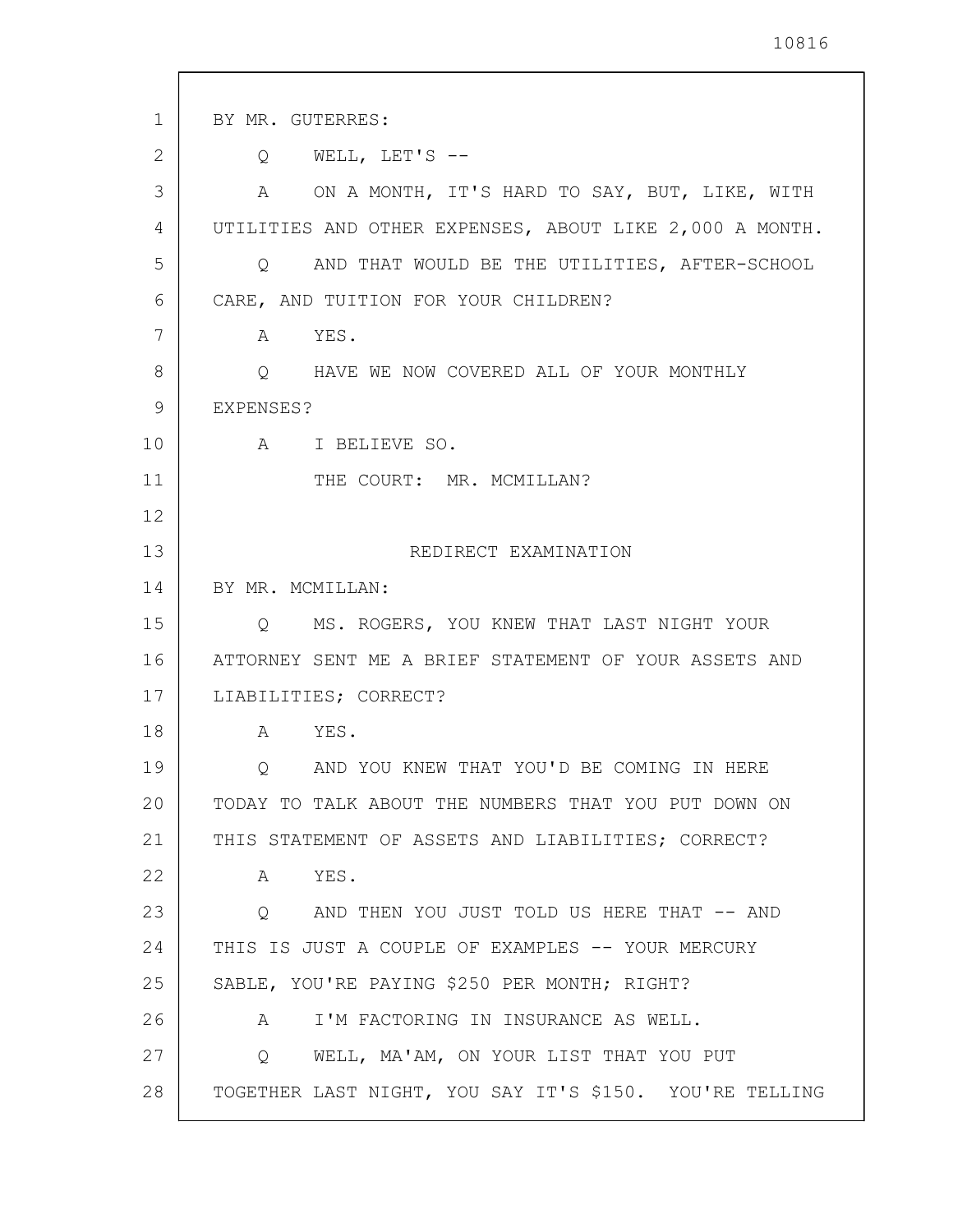BY MR. GUTERRES:

Q WELL, LET'S --

A ON A MONTH, IT'S HARD TO SAY, BUT, LIKE, WITH UTILITIES AND OTHER EXPENSES, ABOUT LIKE 2,000 A MONTH.

Q AND THAT WOULD BE THE UTILITIES, AFTER-SCHOOL CARE, AND TUITION FOR YOUR CHILDREN?

A YES.

Q HAVE WE NOW COVERED ALL OF YOUR MONTHLY EXPENSES?

A I BELIEVE SO.

THE COURT: MR. MCMILLAN?

## REDIRECT EXAMINATION

BY MR. MCMILLAN:

Q MS. ROGERS, YOU KNEW THAT LAST NIGHT YOUR ATTORNEY SENT ME A BRIEF STATEMENT OF YOUR ASSETS AND LIABILITIES; CORRECT?

A YES.

Q AND YOU KNEW THAT YOU'D BE COMING IN HERE TODAY TO TALK ABOUT THE NUMBERS THAT YOU PUT DOWN ON THIS STATEMENT OF ASSETS AND LIABILITIES; CORRECT?

A YES.

Q AND THEN YOU JUST TOLD US HERE THAT -- AND THIS IS JUST A COUPLE OF EXAMPLES -- YOUR MERCURY SABLE, YOU'RE PAYING $250 PER MONTH; RIGHT?

A I'M FACTORING IN INSURANCE AS WELL.

Q WELL, MA'AM, ON YOUR LIST THAT YOU PUT TOGETHER LAST NIGHT, YOU SAY IT'S $150. YOU'RE TELLING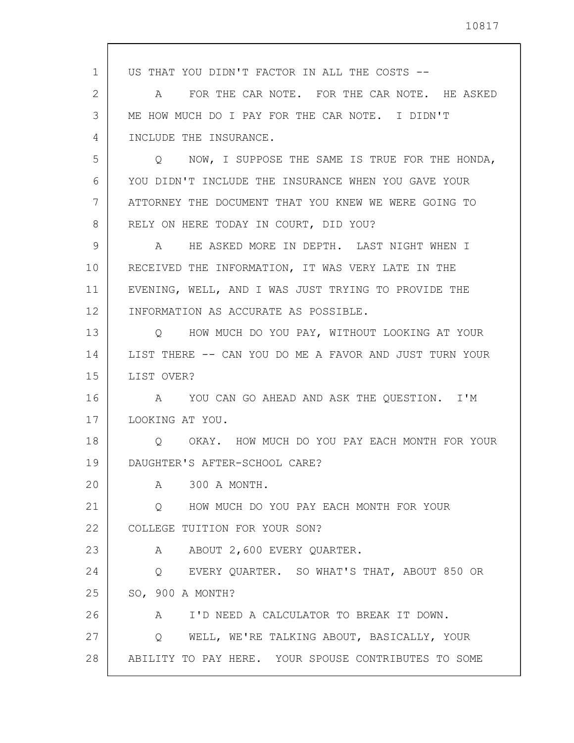US THAT YOU DIDN'T FACTOR IN ALL THE COSTS --

A FOR THE CAR NOTE. FOR THE CAR NOTE. HE ASKED ME HOW MUCH DO I PAY FOR THE CAR NOTE. I DIDN'T INCLUDE THE INSURANCE.

Q NOW, I SUPPOSE THE SAME IS TRUE FOR THE HONDA, YOU DIDN'T INCLUDE THE INSURANCE WHEN YOU GAVE YOUR ATTORNEY THE DOCUMENT THAT YOU KNEW WE WERE GOING TO RELY ON HERE TODAY IN COURT, DID YOU?

A HE ASKED MORE IN DEPTH. LAST NIGHT WHEN I RECEIVED THE INFORMATION, IT WAS VERY LATE IN THE EVENING, WELL, AND I WAS JUST TRYING TO PROVIDE THE INFORMATION AS ACCURATE AS POSSIBLE.

Q HOW MUCH DO YOU PAY, WITHOUT LOOKING AT YOUR LIST THERE -- CAN YOU DO ME A FAVOR AND JUST TURN YOUR LIST OVER?

A YOU CAN GO AHEAD AND ASK THE QUESTION. I'M LOOKING AT YOU.

Q OKAY. HOW MUCH DO YOU PAY EACH MONTH FOR YOUR DAUGHTER'S AFTER-SCHOOL CARE?

A 300 A MONTH.

Q HOW MUCH DO YOU PAY EACH MONTH FOR YOUR COLLEGE TUITION FOR YOUR SON?

A ABOUT 2,600 EVERY QUARTER.

Q EVERY QUARTER. SO WHAT'S THAT, ABOUT 850 OR SO, 900 A MONTH?

A I'D NEED A CALCULATOR TO BREAK IT DOWN.

Q WELL, WE'RE TALKING ABOUT, BASICALLY, YOUR ABILITY TO PAY HERE. YOUR SPOUSE CONTRIBUTES TO SOME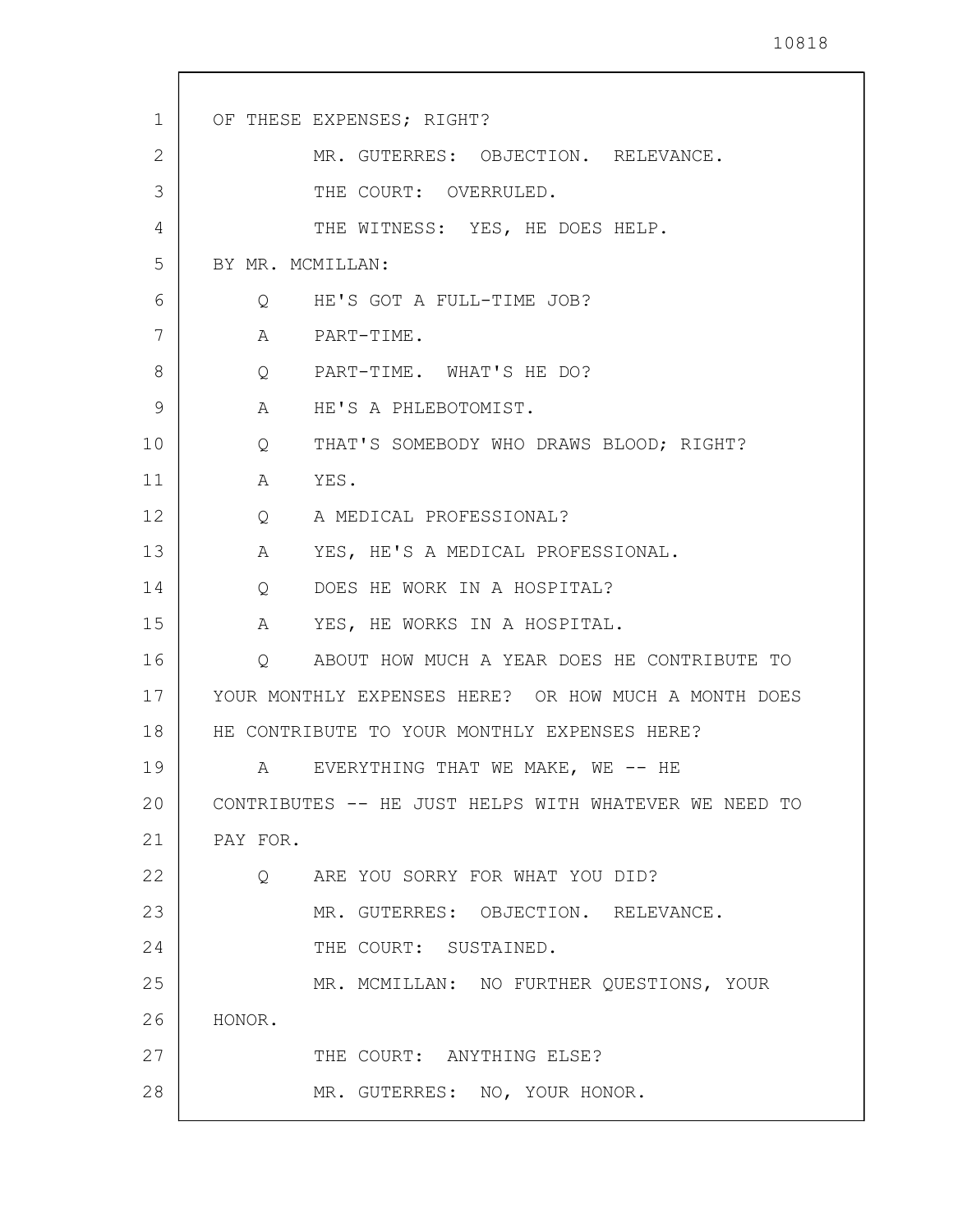OF THESE EXPENSES; RIGHT?

MR. GUTERRES: OBJECTION. RELEVANCE.

THE COURT: OVERRULED.

THE WITNESS: YES, HE DOES HELP.

BY MR. MCMILLAN:

Q HE'S GOT A FULL-TIME JOB?

A PART-TIME.

Q PART-TIME. WHAT'S HE DO?

A HE'S A PHLEBOTOMIST.

Q THAT'S SOMEBODY WHO DRAWS BLOOD; RIGHT?

A YES.

Q A MEDICAL PROFESSIONAL?

A YES, HE'S A MEDICAL PROFESSIONAL.

Q DOES HE WORK IN A HOSPITAL?

A YES, HE WORKS IN A HOSPITAL.

Q ABOUT HOW MUCH A YEAR DOES HE CONTRIBUTE TO YOUR MONTHLY EXPENSES HERE? OR HOW MUCH A MONTH DOES HE CONTRIBUTE TO YOUR MONTHLY EXPENSES HERE?

A EVERYTHING THAT WE MAKE, WE -- HE CONTRIBUTES -- HE JUST HELPS WITH WHATEVER WE NEED TO PAY FOR.

Q ARE YOU SORRY FOR WHAT YOU DID?

MR. GUTERRES: OBJECTION. RELEVANCE.

THE COURT: SUSTAINED.

MR. MCMILLAN: NO FURTHER QUESTIONS, YOUR HONOR.

THE COURT: ANYTHING ELSE?

MR. GUTERRES: NO, YOUR HONOR.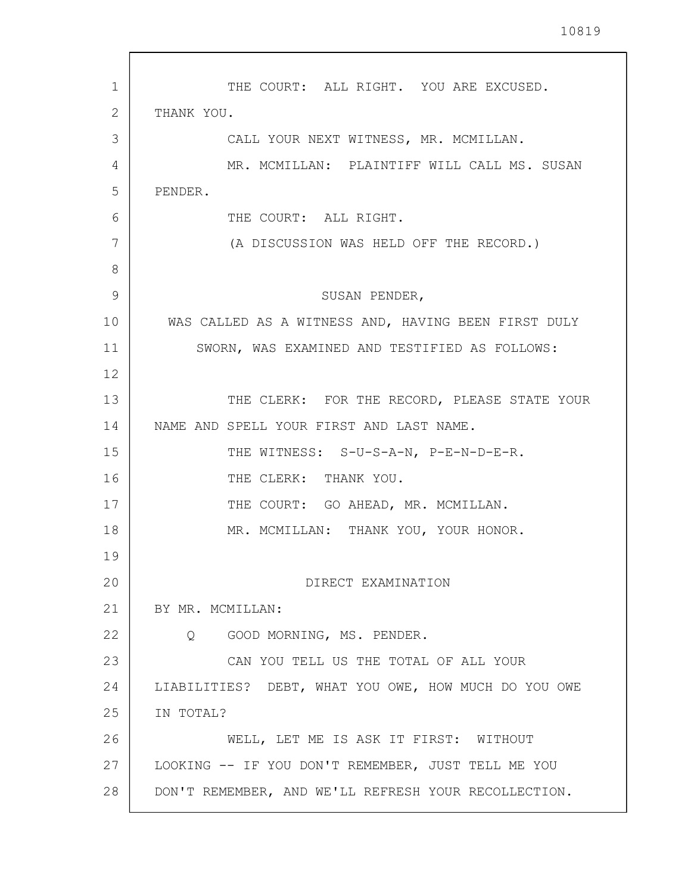THE COURT: ALL RIGHT. YOU ARE EXCUSED. THANK YOU.

CALL YOUR NEXT WITNESS, MR. MCMILLAN.

MR. MCMILLAN: PLAINTIFF WILL CALL MS. SUSAN PENDER.

THE COURT: ALL RIGHT.

(A DISCUSSION WAS HELD OFF THE RECORD.)

SUSAN PENDER,

WAS CALLED AS A WITNESS AND, HAVING BEEN FIRST DULY SWORN, WAS EXAMINED AND TESTIFIED AS FOLLOWS:

THE CLERK: FOR THE RECORD, PLEASE STATE YOUR NAME AND SPELL YOUR FIRST AND LAST NAME.

THE WITNESS: S-U-S-A-N, P-E-N-D-E-R.

THE CLERK: THANK YOU.

THE COURT: GO AHEAD, MR. MCMILLAN.

MR. MCMILLAN: THANK YOU, YOUR HONOR.

DIRECT EXAMINATION

BY MR. MCMILLAN:

Q GOOD MORNING, MS. PENDER.

CAN YOU TELL US THE TOTAL OF ALL YOUR LIABILITIES? DEBT, WHAT YOU OWE, HOW MUCH DO YOU OWE IN TOTAL?

WELL, LET ME IS ASK IT FIRST: WITHOUT LOOKING -- IF YOU DON'T REMEMBER, JUST TELL ME YOU DON'T REMEMBER, AND WE'LL REFRESH YOUR RECOLLECTION.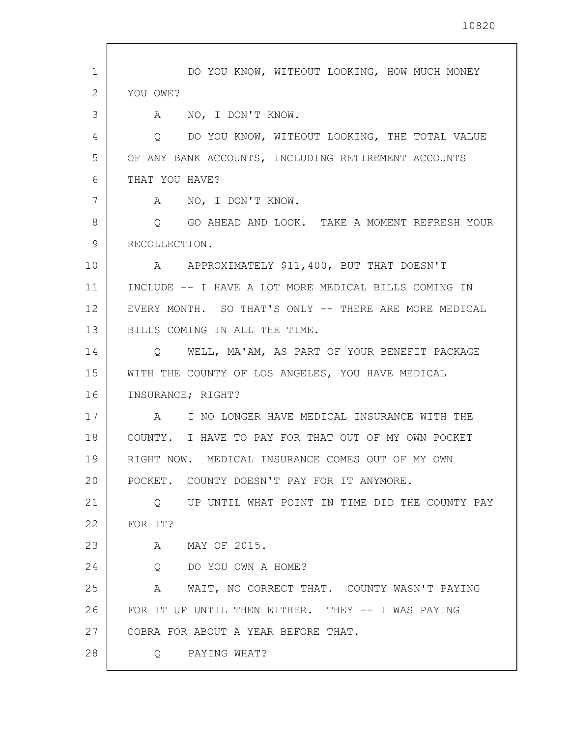DO YOU KNOW, WITHOUT LOOKING, HOW MUCH MONEY YOU OWE?

A NO, I DON'T KNOW.

Q DO YOU KNOW, WITHOUT LOOKING, THE TOTAL VALUE OF ANY BANK ACCOUNTS, INCLUDING RETIREMENT ACCOUNTS THAT YOU HAVE?

A NO, I DON'T KNOW.

Q GO AHEAD AND LOOK. TAKE A MOMENT REFRESH YOUR RECOLLECTION.

A APPROXIMATELY $11,400, BUT THAT DOESN'T INCLUDE -- I HAVE A LOT MORE MEDICAL BILLS COMING IN EVERY MONTH. SO THAT'S ONLY -- THERE ARE MORE MEDICAL BILLS COMING IN ALL THE TIME.

Q WELL, MA'AM, AS PART OF YOUR BENEFIT PACKAGE WITH THE COUNTY OF LOS ANGELES, YOU HAVE MEDICAL INSURANCE; RIGHT?

A I NO LONGER HAVE MEDICAL INSURANCE WITH THE COUNTY. I HAVE TO PAY FOR THAT OUT OF MY OWN POCKET RIGHT NOW. MEDICAL INSURANCE COMES OUT OF MY OWN POCKET. COUNTY DOESN'T PAY FOR IT ANYMORE.

Q UP UNTIL WHAT POINT IN TIME DID THE COUNTY PAY FOR IT?

A MAY OF 2015.

Q DO YOU OWN A HOME?

A WAIT, NO CORRECT THAT. COUNTY WASN'T PAYING FOR IT UP UNTIL THEN EITHER. THEY -- I WAS PAYING COBRA FOR ABOUT A YEAR BEFORE THAT.

Q PAYING WHAT?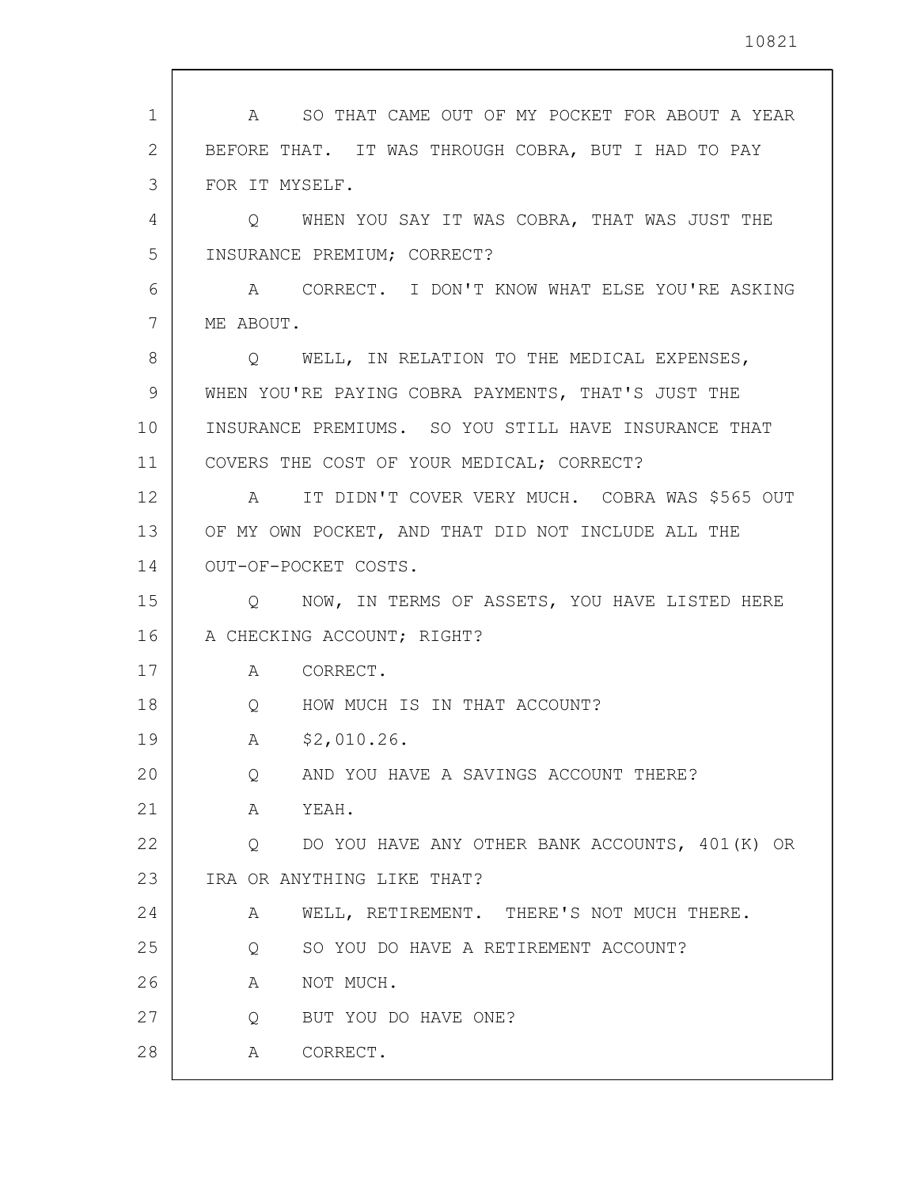A SO THAT CAME OUT OF MY POCKET FOR ABOUT A YEAR BEFORE THAT. IT WAS THROUGH COBRA, BUT I HAD TO PAY FOR IT MYSELF.

Q WHEN YOU SAY IT WAS COBRA, THAT WAS JUST THE INSURANCE PREMIUM; CORRECT?

A CORRECT. I DON'T KNOW WHAT ELSE YOU'RE ASKING ME ABOUT.

Q WELL, IN RELATION TO THE MEDICAL EXPENSES, WHEN YOU'RE PAYING COBRA PAYMENTS, THAT'S JUST THE INSURANCE PREMIUMS. SO YOU STILL HAVE INSURANCE THAT COVERS THE COST OF YOUR MEDICAL; CORRECT?

A IT DIDN'T COVER VERY MUCH. COBRA WAS $565 OUT OF MY OWN POCKET, AND THAT DID NOT INCLUDE ALL THE OUT-OF-POCKET COSTS.

Q NOW, IN TERMS OF ASSETS, YOU HAVE LISTED HERE A CHECKING ACCOUNT; RIGHT?

A CORRECT.

Q HOW MUCH IS IN THAT ACCOUNT?

A $2,010.26.

Q AND YOU HAVE A SAVINGS ACCOUNT THERE?

A YEAH.

Q DO YOU HAVE ANY OTHER BANK ACCOUNTS, 401(K) OR IRA OR ANYTHING LIKE THAT?

A WELL, RETIREMENT. THERE'S NOT MUCH THERE.

Q SO YOU DO HAVE A RETIREMENT ACCOUNT?

A NOT MUCH.

Q BUT YOU DO HAVE ONE?

A CORRECT.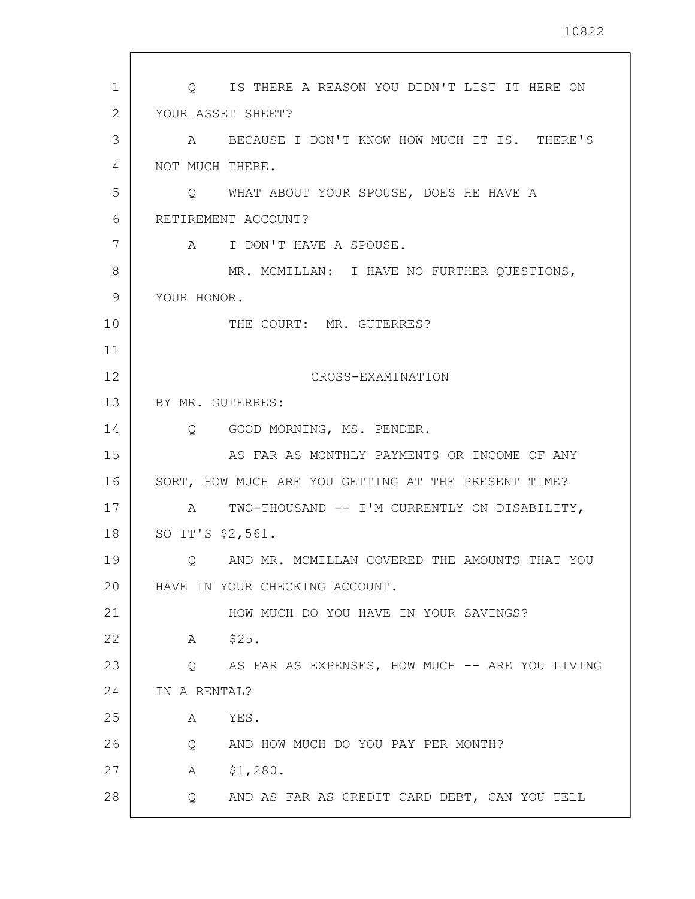Q IS THERE A REASON YOU DIDN'T LIST IT HERE ON YOUR ASSET SHEET?

A BECAUSE I DON'T KNOW HOW MUCH IT IS. THERE'S NOT MUCH THERE.

Q WHAT ABOUT YOUR SPOUSE, DOES HE HAVE A RETIREMENT ACCOUNT?

A I DON'T HAVE A SPOUSE.

MR. MCMILLAN: I HAVE NO FURTHER QUESTIONS, YOUR HONOR.

THE COURT: MR. GUTERRES?

## CROSS-EXAMINATION

BY MR. GUTERRES:

Q GOOD MORNING, MS. PENDER.

AS FAR AS MONTHLY PAYMENTS OR INCOME OF ANY SORT, HOW MUCH ARE YOU GETTING AT THE PRESENT TIME?

A TWO-THOUSAND -- I'M CURRENTLY ON DISABILITY, SO IT'S $2,561.

Q AND MR. MCMILLAN COVERED THE AMOUNTS THAT YOU HAVE IN YOUR CHECKING ACCOUNT.

HOW MUCH DO YOU HAVE IN YOUR SAVINGS?

A $25.

Q AS FAR AS EXPENSES, HOW MUCH -- ARE YOU LIVING IN A RENTAL?

A YES.

Q AND HOW MUCH DO YOU PAY PER MONTH?

A $1,280.

Q AND AS FAR AS CREDIT CARD DEBT, CAN YOU TELL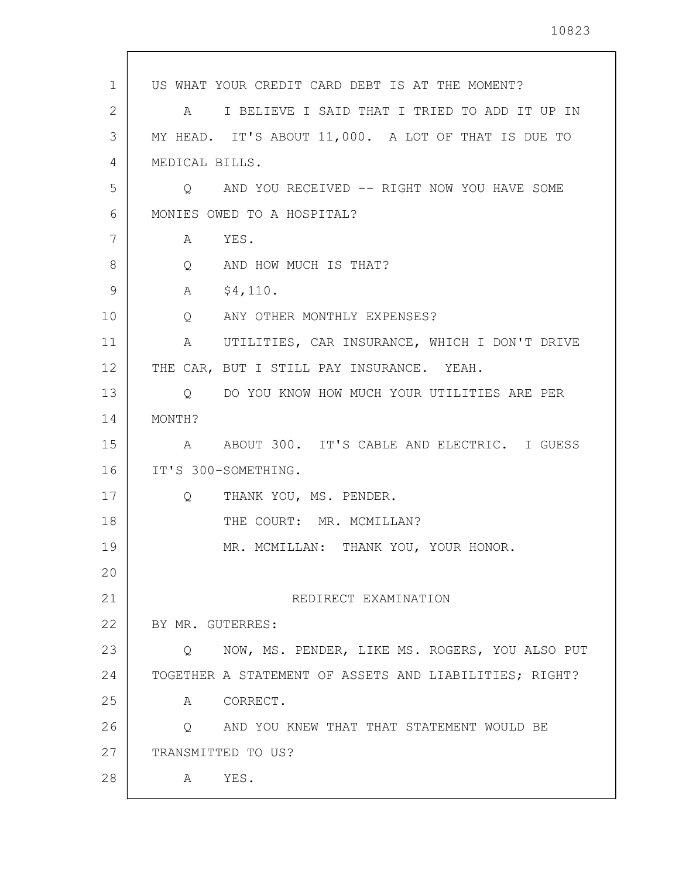US WHAT YOUR CREDIT CARD DEBT IS AT THE MOMENT?

A I BELIEVE I SAID THAT I TRIED TO ADD IT UP IN MY HEAD. IT'S ABOUT 11,000. A LOT OF THAT IS DUE TO MEDICAL BILLS.

Q AND YOU RECEIVED -- RIGHT NOW YOU HAVE SOME MONIES OWED TO A HOSPITAL?

A YES.

Q AND HOW MUCH IS THAT?

A $4,110.

Q ANY OTHER MONTHLY EXPENSES?

A UTILITIES, CAR INSURANCE, WHICH I DON'T DRIVE THE CAR, BUT I STILL PAY INSURANCE. YEAH.

Q DO YOU KNOW HOW MUCH YOUR UTILITIES ARE PER MONTH?

A ABOUT 300. IT'S CABLE AND ELECTRIC. I GUESS IT'S 300-SOMETHING.

Q THANK YOU, MS. PENDER.

THE COURT: MR. MCMILLAN?

MR. MCMILLAN: THANK YOU, YOUR HONOR.

## REDIRECT EXAMINATION

BY MR. GUTERRES:

Q NOW, MS. PENDER, LIKE MS. ROGERS, YOU ALSO PUT TOGETHER A STATEMENT OF ASSETS AND LIABILITIES; RIGHT?

A CORRECT.

Q AND YOU KNEW THAT THAT STATEMENT WOULD BE TRANSMITTED TO US?

A YES.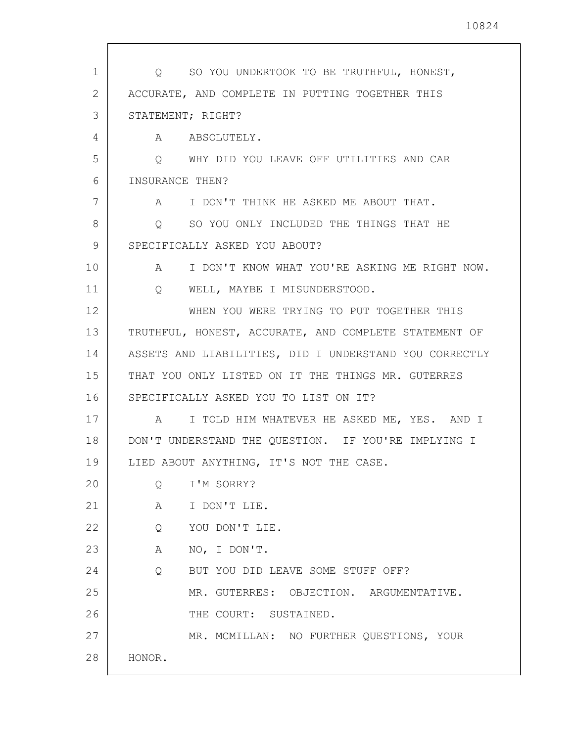Q SO YOU UNDERTOOK TO BE TRUTHFUL, HONEST, ACCURATE, AND COMPLETE IN PUTTING TOGETHER THIS STATEMENT; RIGHT?

A ABSOLUTELY.

Q WHY DID YOU LEAVE OFF UTILITIES AND CAR INSURANCE THEN?

A I DON'T THINK HE ASKED ME ABOUT THAT.

Q SO YOU ONLY INCLUDED THE THINGS THAT HE SPECIFICALLY ASKED YOU ABOUT?

A I DON'T KNOW WHAT YOU'RE ASKING ME RIGHT NOW.

Q WELL, MAYBE I MISUNDERSTOOD.

WHEN YOU WERE TRYING TO PUT TOGETHER THIS TRUTHFUL, HONEST, ACCURATE, AND COMPLETE STATEMENT OF ASSETS AND LIABILITIES, DID I UNDERSTAND YOU CORRECTLY THAT YOU ONLY LISTED ON IT THE THINGS MR. GUTERRES SPECIFICALLY ASKED YOU TO LIST ON IT?

A I TOLD HIM WHATEVER HE ASKED ME, YES. AND I DON'T UNDERSTAND THE QUESTION. IF YOU'RE IMPLYING I LIED ABOUT ANYTHING, IT'S NOT THE CASE.

Q I'M SORRY?

A I DON'T LIE.

Q YOU DON'T LIE.

A NO, I DON'T.

Q BUT YOU DID LEAVE SOME STUFF OFF?

MR. GUTERRES: OBJECTION. ARGUMENTATIVE.

THE COURT: SUSTAINED.

MR. MCMILLAN: NO FURTHER QUESTIONS, YOUR HONOR.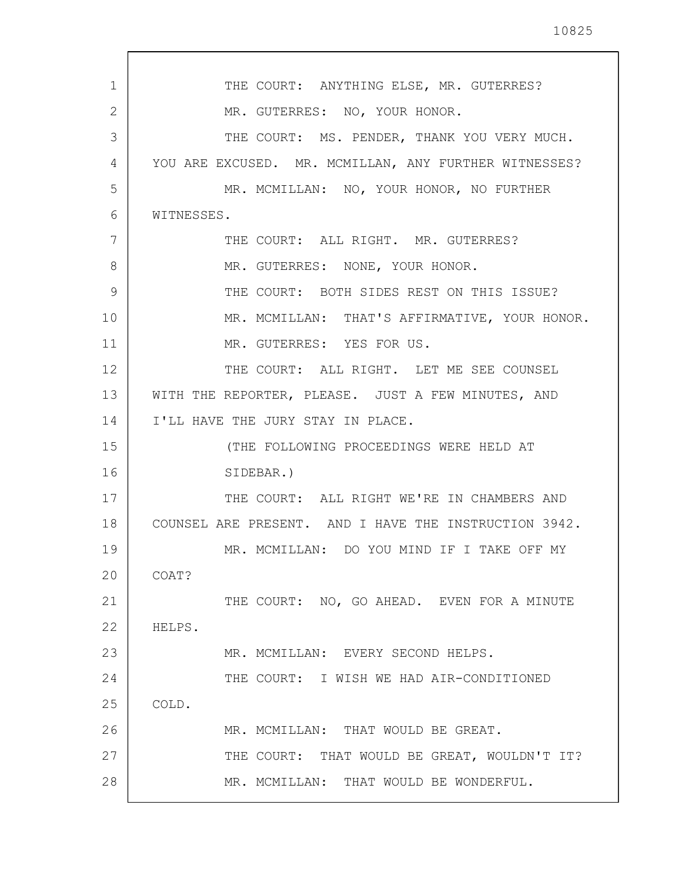THE COURT: ANYTHING ELSE, MR. GUTERRES?

MR. GUTERRES: NO, YOUR HONOR.

THE COURT: MS. PENDER, THANK YOU VERY MUCH. YOU ARE EXCUSED. MR. MCMILLAN, ANY FURTHER WITNESSES?

MR. MCMILLAN: NO, YOUR HONOR, NO FURTHER WITNESSES.

THE COURT: ALL RIGHT. MR. GUTERRES?

MR. GUTERRES: NONE, YOUR HONOR.

THE COURT: BOTH SIDES REST ON THIS ISSUE?

MR. MCMILLAN: THAT'S AFFIRMATIVE, YOUR HONOR.

MR. GUTERRES: YES FOR US.

THE COURT: ALL RIGHT. LET ME SEE COUNSEL WITH THE REPORTER, PLEASE. JUST A FEW MINUTES, AND I'LL HAVE THE JURY STAY IN PLACE.

(THE FOLLOWING PROCEEDINGS WERE HELD AT SIDEBAR.)

THE COURT: ALL RIGHT WE'RE IN CHAMBERS AND COUNSEL ARE PRESENT. AND I HAVE THE INSTRUCTION 3942.

MR. MCMILLAN: DO YOU MIND IF I TAKE OFF MY COAT?

THE COURT: NO, GO AHEAD. EVEN FOR A MINUTE HELPS.

MR. MCMILLAN: EVERY SECOND HELPS.

THE COURT: I WISH WE HAD AIR-CONDITIONED COLD.

MR. MCMILLAN: THAT WOULD BE GREAT.

THE COURT: THAT WOULD BE GREAT, WOULDN'T IT?

MR. MCMILLAN: THAT WOULD BE WONDERFUL.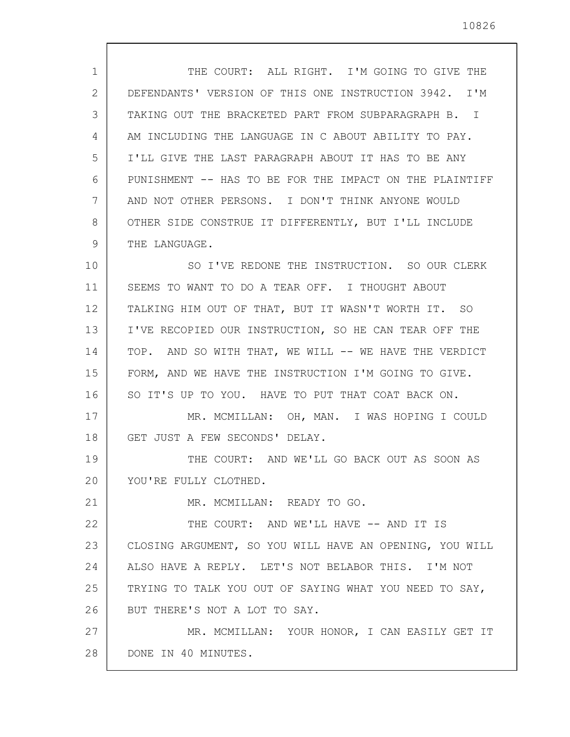THE COURT: ALL RIGHT. I'M GOING TO GIVE THE DEFENDANTS' VERSION OF THIS ONE INSTRUCTION 3942. I'M TAKING OUT THE BRACKETED PART FROM SUBPARAGRAPH B. I AM INCLUDING THE LANGUAGE IN C ABOUT ABILITY TO PAY. I'LL GIVE THE LAST PARAGRAPH ABOUT IT HAS TO BE ANY PUNISHMENT -- HAS TO BE FOR THE IMPACT ON THE PLAINTIFF AND NOT OTHER PERSONS. I DON'T THINK ANYONE WOULD OTHER SIDE CONSTRUE IT DIFFERENTLY, BUT I'LL INCLUDE THE LANGUAGE.

SO I'VE REDONE THE INSTRUCTION. SO OUR CLERK SEEMS TO WANT TO DO A TEAR OFF. I THOUGHT ABOUT TALKING HIM OUT OF THAT, BUT IT WASN'T WORTH IT. SO I'VE RECOPIED OUR INSTRUCTION, SO HE CAN TEAR OFF THE TOP. AND SO WITH THAT, WE WILL -- WE HAVE THE VERDICT FORM, AND WE HAVE THE INSTRUCTION I'M GOING TO GIVE. SO IT'S UP TO YOU. HAVE TO PUT THAT COAT BACK ON.

MR. MCMILLAN: OH, MAN. I WAS HOPING I COULD GET JUST A FEW SECONDS' DELAY.

THE COURT: AND WE'LL GO BACK OUT AS SOON AS YOU'RE FULLY CLOTHED.

MR. MCMILLAN: READY TO GO.

THE COURT: AND WE'LL HAVE -- AND IT IS CLOSING ARGUMENT, SO YOU WILL HAVE AN OPENING, YOU WILL ALSO HAVE A REPLY. LET'S NOT BELABOR THIS. I'M NOT TRYING TO TALK YOU OUT OF SAYING WHAT YOU NEED TO SAY, BUT THERE'S NOT A LOT TO SAY.

MR. MCMILLAN: YOUR HONOR, I CAN EASILY GET IT DONE IN 40 MINUTES.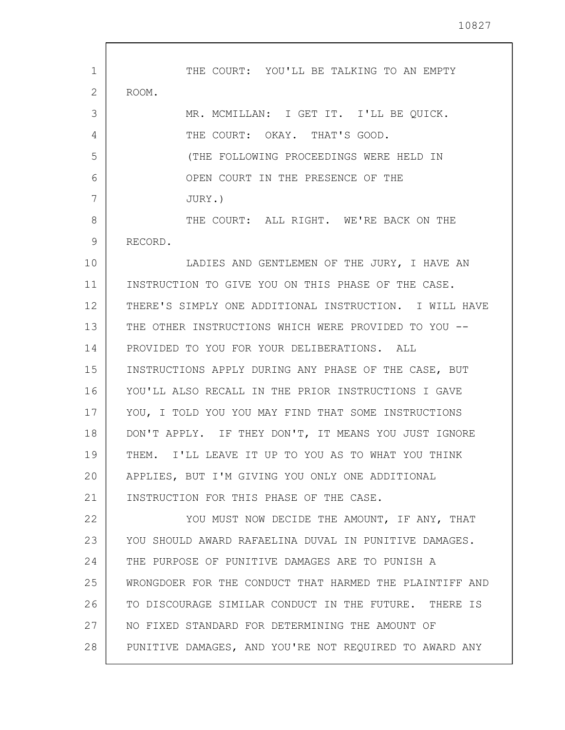THE COURT: YOU'LL BE TALKING TO AN EMPTY ROOM.

MR. MCMILLAN: I GET IT. I'LL BE QUICK.

THE COURT: OKAY. THAT'S GOOD.

(THE FOLLOWING PROCEEDINGS WERE HELD IN OPEN COURT IN THE PRESENCE OF THE JURY.)

THE COURT: ALL RIGHT. WE'RE BACK ON THE RECORD.

LADIES AND GENTLEMEN OF THE JURY, I HAVE AN INSTRUCTION TO GIVE YOU ON THIS PHASE OF THE CASE. THERE'S SIMPLY ONE ADDITIONAL INSTRUCTION. I WILL HAVE THE OTHER INSTRUCTIONS WHICH WERE PROVIDED TO YOU -- PROVIDED TO YOU FOR YOUR DELIBERATIONS. ALL INSTRUCTIONS APPLY DURING ANY PHASE OF THE CASE, BUT YOU'LL ALSO RECALL IN THE PRIOR INSTRUCTIONS I GAVE YOU, I TOLD YOU YOU MAY FIND THAT SOME INSTRUCTIONS DON'T APPLY. IF THEY DON'T, IT MEANS YOU JUST IGNORE THEM. I'LL LEAVE IT UP TO YOU AS TO WHAT YOU THINK APPLIES, BUT I'M GIVING YOU ONLY ONE ADDITIONAL INSTRUCTION FOR THIS PHASE OF THE CASE.

YOU MUST NOW DECIDE THE AMOUNT, IF ANY, THAT YOU SHOULD AWARD RAFAELINA DUVAL IN PUNITIVE DAMAGES. THE PURPOSE OF PUNITIVE DAMAGES ARE TO PUNISH A WRONGDOER FOR THE CONDUCT THAT HARMED THE PLAINTIFF AND TO DISCOURAGE SIMILAR CONDUCT IN THE FUTURE. THERE IS NO FIXED STANDARD FOR DETERMINING THE AMOUNT OF PUNITIVE DAMAGES, AND YOU'RE NOT REQUIRED TO AWARD ANY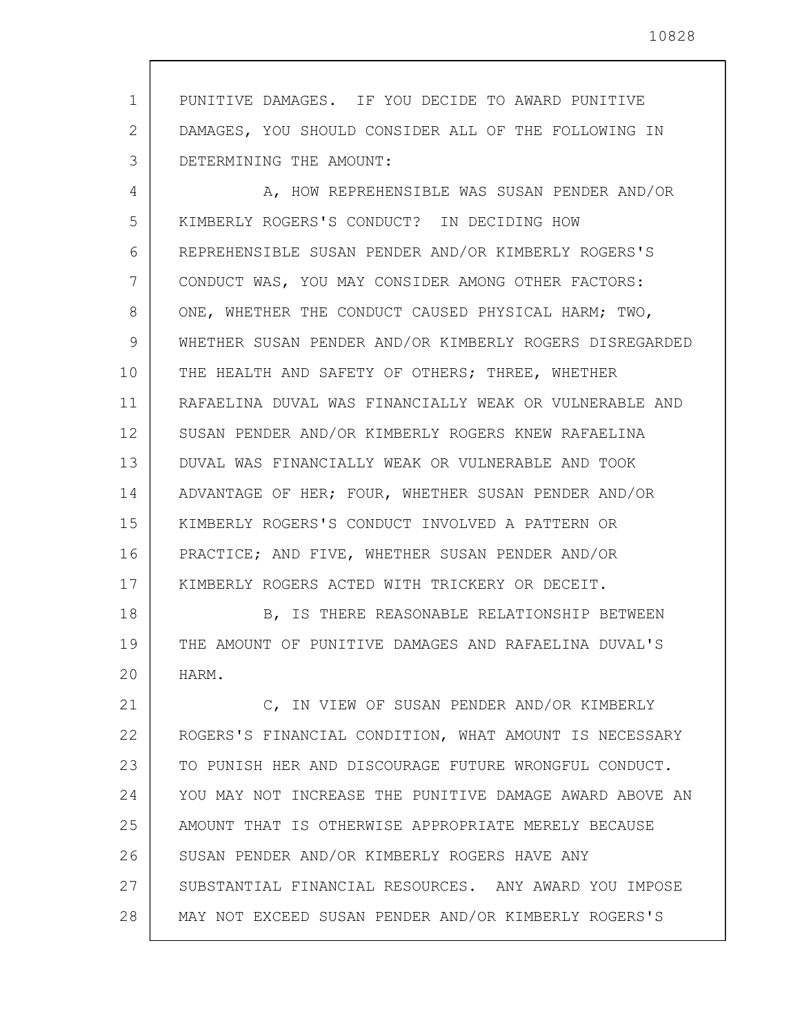PUNITIVE DAMAGES. IF YOU DECIDE TO AWARD PUNITIVE DAMAGES, YOU SHOULD CONSIDER ALL OF THE FOLLOWING IN DETERMINING THE AMOUNT:

A, HOW REPREHENSIBLE WAS SUSAN PENDER AND/OR KIMBERLY ROGERS'S CONDUCT? IN DECIDING HOW REPREHENSIBLE SUSAN PENDER AND/OR KIMBERLY ROGERS'S CONDUCT WAS, YOU MAY CONSIDER AMONG OTHER FACTORS: ONE, WHETHER THE CONDUCT CAUSED PHYSICAL HARM; TWO, WHETHER SUSAN PENDER AND/OR KIMBERLY ROGERS DISREGARDED THE HEALTH AND SAFETY OF OTHERS; THREE, WHETHER RAFAELINA DUVAL WAS FINANCIALLY WEAK OR VULNERABLE AND SUSAN PENDER AND/OR KIMBERLY ROGERS KNEW RAFAELINA DUVAL WAS FINANCIALLY WEAK OR VULNERABLE AND TOOK ADVANTAGE OF HER; FOUR, WHETHER SUSAN PENDER AND/OR KIMBERLY ROGERS'S CONDUCT INVOLVED A PATTERN OR PRACTICE; AND FIVE, WHETHER SUSAN PENDER AND/OR KIMBERLY ROGERS ACTED WITH TRICKERY OR DECEIT.

B, IS THERE REASONABLE RELATIONSHIP BETWEEN THE AMOUNT OF PUNITIVE DAMAGES AND RAFAELINA DUVAL'S HARM.

C, IN VIEW OF SUSAN PENDER AND/OR KIMBERLY ROGERS'S FINANCIAL CONDITION, WHAT AMOUNT IS NECESSARY TO PUNISH HER AND DISCOURAGE FUTURE WRONGFUL CONDUCT. YOU MAY NOT INCREASE THE PUNITIVE DAMAGE AWARD ABOVE AN AMOUNT THAT IS OTHERWISE APPROPRIATE MERELY BECAUSE SUSAN PENDER AND/OR KIMBERLY ROGERS HAVE ANY SUBSTANTIAL FINANCIAL RESOURCES. ANY AWARD YOU IMPOSE MAY NOT EXCEED SUSAN PENDER AND/OR KIMBERLY ROGERS'S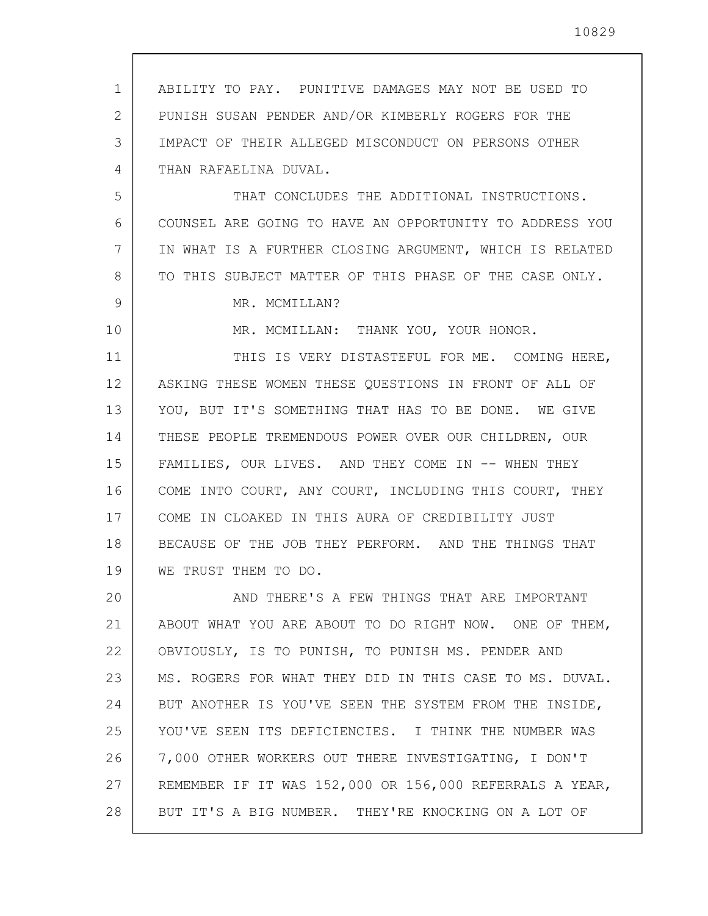ABILITY TO PAY. PUNITIVE DAMAGES MAY NOT BE USED TO PUNISH SUSAN PENDER AND/OR KIMBERLY ROGERS FOR THE IMPACT OF THEIR ALLEGED MISCONDUCT ON PERSONS OTHER THAN RAFAELINA DUVAL.

THAT CONCLUDES THE ADDITIONAL INSTRUCTIONS. COUNSEL ARE GOING TO HAVE AN OPPORTUNITY TO ADDRESS YOU IN WHAT IS A FURTHER CLOSING ARGUMENT, WHICH IS RELATED TO THIS SUBJECT MATTER OF THIS PHASE OF THE CASE ONLY.

MR. MCMILLAN?

MR. MCMILLAN: THANK YOU, YOUR HONOR.

THIS IS VERY DISTASTEFUL FOR ME. COMING HERE, ASKING THESE WOMEN THESE QUESTIONS IN FRONT OF ALL OF YOU, BUT IT'S SOMETHING THAT HAS TO BE DONE. WE GIVE THESE PEOPLE TREMENDOUS POWER OVER OUR CHILDREN, OUR FAMILIES, OUR LIVES. AND THEY COME IN -- WHEN THEY COME INTO COURT, ANY COURT, INCLUDING THIS COURT, THEY COME IN CLOAKED IN THIS AURA OF CREDIBILITY JUST BECAUSE OF THE JOB THEY PERFORM. AND THE THINGS THAT WE TRUST THEM TO DO.

AND THERE'S A FEW THINGS THAT ARE IMPORTANT ABOUT WHAT YOU ARE ABOUT TO DO RIGHT NOW. ONE OF THEM, OBVIOUSLY, IS TO PUNISH, TO PUNISH MS. PENDER AND MS. ROGERS FOR WHAT THEY DID IN THIS CASE TO MS. DUVAL. BUT ANOTHER IS YOU'VE SEEN THE SYSTEM FROM THE INSIDE, YOU'VE SEEN ITS DEFICIENCIES. I THINK THE NUMBER WAS 7,000 OTHER WORKERS OUT THERE INVESTIGATING, I DON'T REMEMBER IF IT WAS 152,000 OR 156,000 REFERRALS A YEAR, BUT IT'S A BIG NUMBER. THEY'RE KNOCKING ON A LOT OF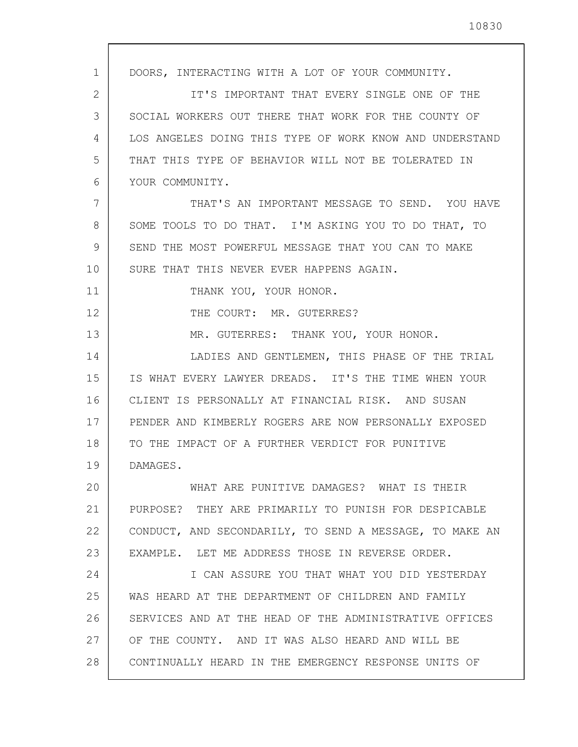DOORS, INTERACTING WITH A LOT OF YOUR COMMUNITY.

IT'S IMPORTANT THAT EVERY SINGLE ONE OF THE SOCIAL WORKERS OUT THERE THAT WORK FOR THE COUNTY OF LOS ANGELES DOING THIS TYPE OF WORK KNOW AND UNDERSTAND THAT THIS TYPE OF BEHAVIOR WILL NOT BE TOLERATED IN YOUR COMMUNITY.

THAT'S AN IMPORTANT MESSAGE TO SEND. YOU HAVE SOME TOOLS TO DO THAT. I'M ASKING YOU TO DO THAT, TO SEND THE MOST POWERFUL MESSAGE THAT YOU CAN TO MAKE SURE THAT THIS NEVER EVER HAPPENS AGAIN.

THANK YOU, YOUR HONOR.

THE COURT: MR. GUTERRES?

MR. GUTERRES: THANK YOU, YOUR HONOR.

LADIES AND GENTLEMEN, THIS PHASE OF THE TRIAL IS WHAT EVERY LAWYER DREADS. IT'S THE TIME WHEN YOUR CLIENT IS PERSONALLY AT FINANCIAL RISK. AND SUSAN PENDER AND KIMBERLY ROGERS ARE NOW PERSONALLY EXPOSED TO THE IMPACT OF A FURTHER VERDICT FOR PUNITIVE DAMAGES.

WHAT ARE PUNITIVE DAMAGES? WHAT IS THEIR PURPOSE? THEY ARE PRIMARILY TO PUNISH FOR DESPICABLE CONDUCT, AND SECONDARILY, TO SEND A MESSAGE, TO MAKE AN EXAMPLE. LET ME ADDRESS THOSE IN REVERSE ORDER.

I CAN ASSURE YOU THAT WHAT YOU DID YESTERDAY WAS HEARD AT THE DEPARTMENT OF CHILDREN AND FAMILY SERVICES AND AT THE HEAD OF THE ADMINISTRATIVE OFFICES OF THE COUNTY. AND IT WAS ALSO HEARD AND WILL BE CONTINUALLY HEARD IN THE EMERGENCY RESPONSE UNITS OF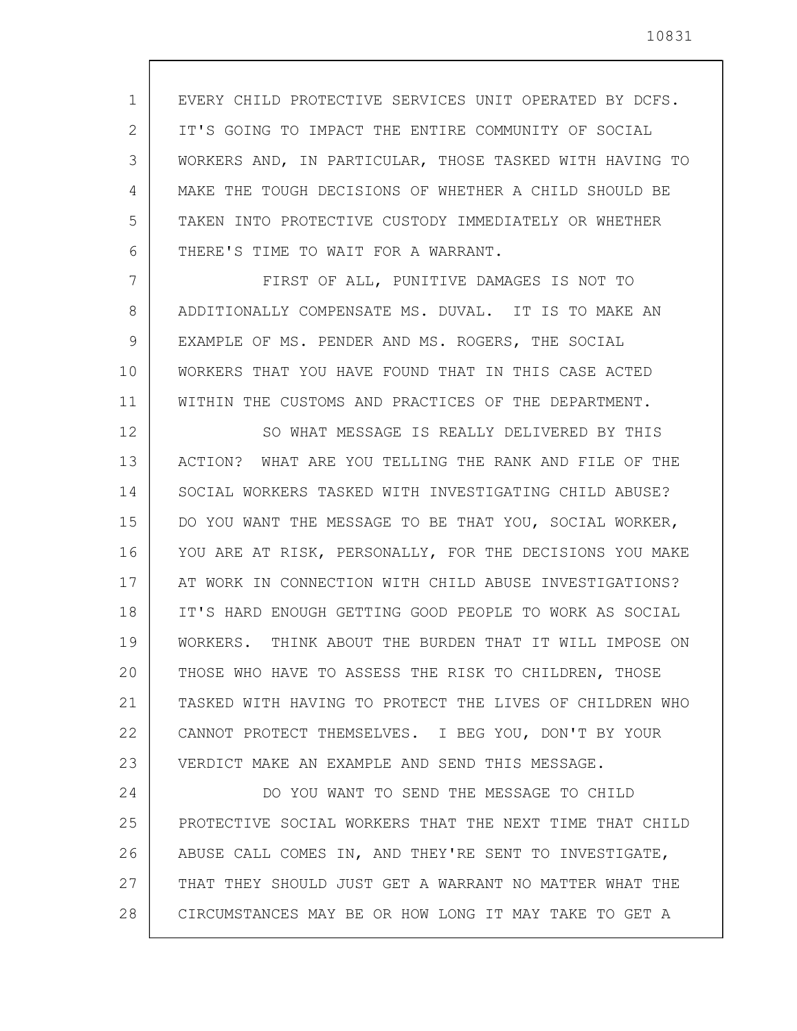EVERY CHILD PROTECTIVE SERVICES UNIT OPERATED BY DCFS. IT'S GOING TO IMPACT THE ENTIRE COMMUNITY OF SOCIAL WORKERS AND, IN PARTICULAR, THOSE TASKED WITH HAVING TO MAKE THE TOUGH DECISIONS OF WHETHER A CHILD SHOULD BE TAKEN INTO PROTECTIVE CUSTODY IMMEDIATELY OR WHETHER THERE'S TIME TO WAIT FOR A WARRANT.

FIRST OF ALL, PUNITIVE DAMAGES IS NOT TO ADDITIONALLY COMPENSATE MS. DUVAL. IT IS TO MAKE AN EXAMPLE OF MS. PENDER AND MS. ROGERS, THE SOCIAL WORKERS THAT YOU HAVE FOUND THAT IN THIS CASE ACTED WITHIN THE CUSTOMS AND PRACTICES OF THE DEPARTMENT.

SO WHAT MESSAGE IS REALLY DELIVERED BY THIS ACTION? WHAT ARE YOU TELLING THE RANK AND FILE OF THE SOCIAL WORKERS TASKED WITH INVESTIGATING CHILD ABUSE? DO YOU WANT THE MESSAGE TO BE THAT YOU, SOCIAL WORKER, YOU ARE AT RISK, PERSONALLY, FOR THE DECISIONS YOU MAKE AT WORK IN CONNECTION WITH CHILD ABUSE INVESTIGATIONS? IT'S HARD ENOUGH GETTING GOOD PEOPLE TO WORK AS SOCIAL WORKERS. THINK ABOUT THE BURDEN THAT IT WILL IMPOSE ON THOSE WHO HAVE TO ASSESS THE RISK TO CHILDREN, THOSE TASKED WITH HAVING TO PROTECT THE LIVES OF CHILDREN WHO CANNOT PROTECT THEMSELVES. I BEG YOU, DON'T BY YOUR VERDICT MAKE AN EXAMPLE AND SEND THIS MESSAGE.

DO YOU WANT TO SEND THE MESSAGE TO CHILD PROTECTIVE SOCIAL WORKERS THAT THE NEXT TIME THAT CHILD ABUSE CALL COMES IN, AND THEY'RE SENT TO INVESTIGATE, THAT THEY SHOULD JUST GET A WARRANT NO MATTER WHAT THE CIRCUMSTANCES MAY BE OR HOW LONG IT MAY TAKE TO GET A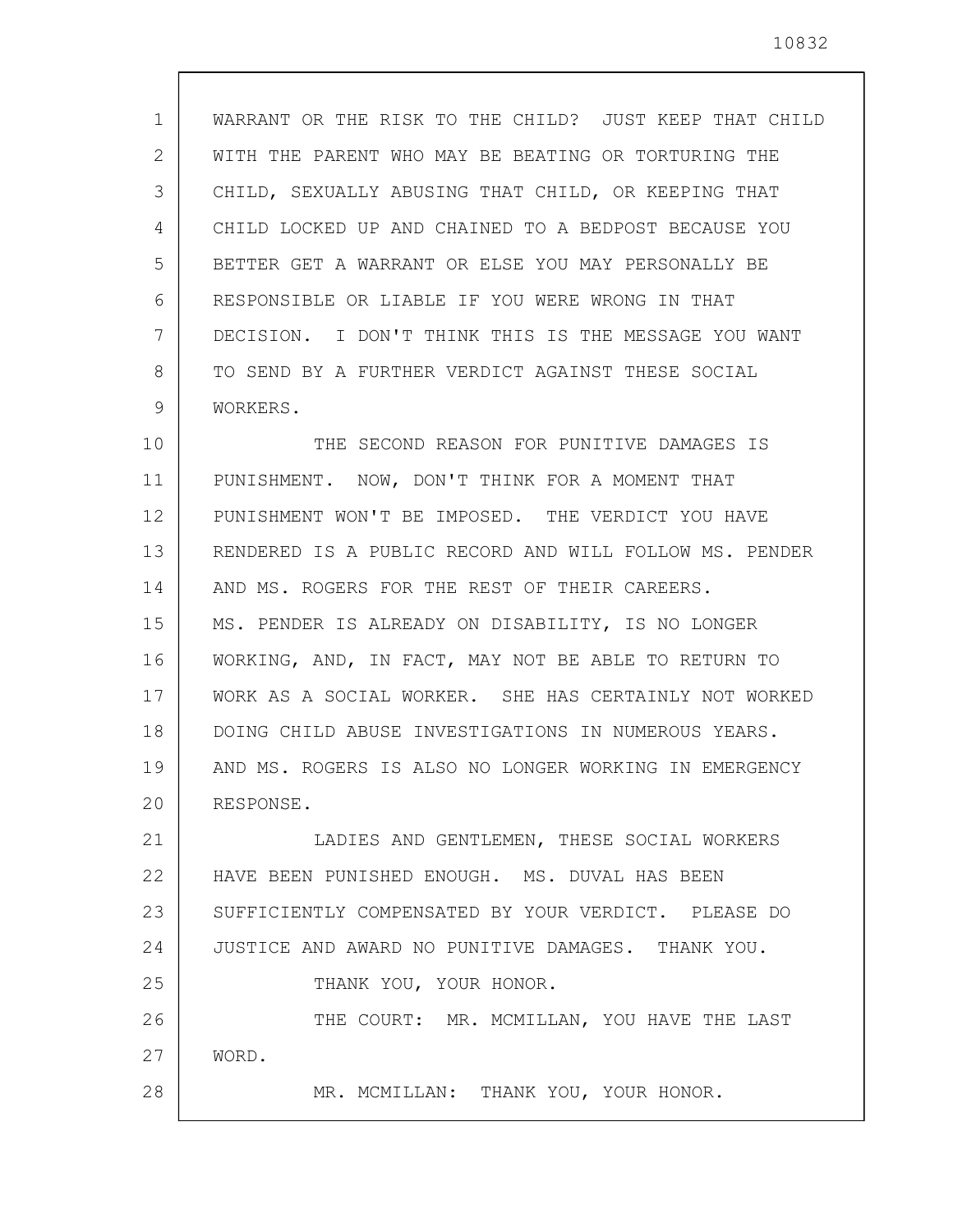WARRANT OR THE RISK TO THE CHILD? JUST KEEP THAT CHILD WITH THE PARENT WHO MAY BE BEATING OR TORTURING THE CHILD, SEXUALLY ABUSING THAT CHILD, OR KEEPING THAT CHILD LOCKED UP AND CHAINED TO A BEDPOST BECAUSE YOU BETTER GET A WARRANT OR ELSE YOU MAY PERSONALLY BE RESPONSIBLE OR LIABLE IF YOU WERE WRONG IN THAT DECISION. I DON'T THINK THIS IS THE MESSAGE YOU WANT TO SEND BY A FURTHER VERDICT AGAINST THESE SOCIAL WORKERS.

THE SECOND REASON FOR PUNITIVE DAMAGES IS PUNISHMENT. NOW, DON'T THINK FOR A MOMENT THAT PUNISHMENT WON'T BE IMPOSED. THE VERDICT YOU HAVE RENDERED IS A PUBLIC RECORD AND WILL FOLLOW MS. PENDER AND MS. ROGERS FOR THE REST OF THEIR CAREERS. MS. PENDER IS ALREADY ON DISABILITY, IS NO LONGER WORKING, AND, IN FACT, MAY NOT BE ABLE TO RETURN TO WORK AS A SOCIAL WORKER. SHE HAS CERTAINLY NOT WORKED DOING CHILD ABUSE INVESTIGATIONS IN NUMEROUS YEARS. AND MS. ROGERS IS ALSO NO LONGER WORKING IN EMERGENCY RESPONSE.

LADIES AND GENTLEMEN, THESE SOCIAL WORKERS HAVE BEEN PUNISHED ENOUGH. MS. DUVAL HAS BEEN SUFFICIENTLY COMPENSATED BY YOUR VERDICT. PLEASE DO JUSTICE AND AWARD NO PUNITIVE DAMAGES. THANK YOU.

THANK YOU, YOUR HONOR.

THE COURT: MR. MCMILLAN, YOU HAVE THE LAST WORD.

MR. MCMILLAN: THANK YOU, YOUR HONOR.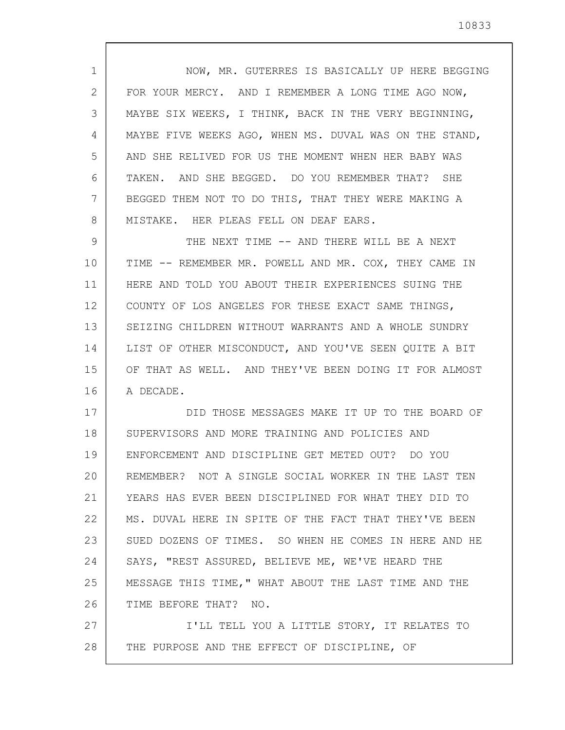NOW, MR. GUTERRES IS BASICALLY UP HERE BEGGING FOR YOUR MERCY. AND I REMEMBER A LONG TIME AGO NOW, MAYBE SIX WEEKS, I THINK, BACK IN THE VERY BEGINNING, MAYBE FIVE WEEKS AGO, WHEN MS. DUVAL WAS ON THE STAND, AND SHE RELIVED FOR US THE MOMENT WHEN HER BABY WAS TAKEN. AND SHE BEGGED. DO YOU REMEMBER THAT? SHE BEGGED THEM NOT TO DO THIS, THAT THEY WERE MAKING A MISTAKE. HER PLEAS FELL ON DEAF EARS.

THE NEXT TIME -- AND THERE WILL BE A NEXT TIME -- REMEMBER MR. POWELL AND MR. COX, THEY CAME IN HERE AND TOLD YOU ABOUT THEIR EXPERIENCES SUING THE COUNTY OF LOS ANGELES FOR THESE EXACT SAME THINGS, SEIZING CHILDREN WITHOUT WARRANTS AND A WHOLE SUNDRY LIST OF OTHER MISCONDUCT, AND YOU'VE SEEN QUITE A BIT OF THAT AS WELL. AND THEY'VE BEEN DOING IT FOR ALMOST A DECADE.

DID THOSE MESSAGES MAKE IT UP TO THE BOARD OF SUPERVISORS AND MORE TRAINING AND POLICIES AND ENFORCEMENT AND DISCIPLINE GET METED OUT? DO YOU REMEMBER? NOT A SINGLE SOCIAL WORKER IN THE LAST TEN YEARS HAS EVER BEEN DISCIPLINED FOR WHAT THEY DID TO MS. DUVAL HERE IN SPITE OF THE FACT THAT THEY'VE BEEN SUED DOZENS OF TIMES. SO WHEN HE COMES IN HERE AND HE SAYS, "REST ASSURED, BELIEVE ME, WE'VE HEARD THE MESSAGE THIS TIME," WHAT ABOUT THE LAST TIME AND THE TIME BEFORE THAT? NO.

I'LL TELL YOU A LITTLE STORY, IT RELATES TO THE PURPOSE AND THE EFFECT OF DISCIPLINE, OF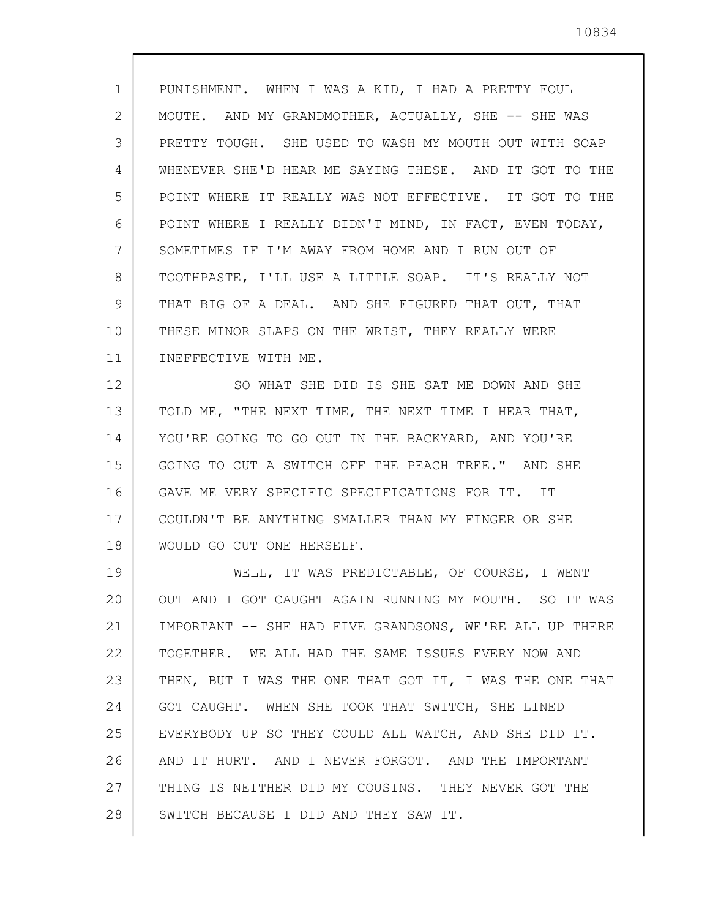PUNISHMENT. WHEN I WAS A KID, I HAD A PRETTY FOUL MOUTH. AND MY GRANDMOTHER, ACTUALLY, SHE -- SHE WAS PRETTY TOUGH. SHE USED TO WASH MY MOUTH OUT WITH SOAP WHENEVER SHE'D HEAR ME SAYING THESE. AND IT GOT TO THE POINT WHERE IT REALLY WAS NOT EFFECTIVE. IT GOT TO THE POINT WHERE I REALLY DIDN'T MIND, IN FACT, EVEN TODAY, SOMETIMES IF I'M AWAY FROM HOME AND I RUN OUT OF TOOTHPASTE, I'LL USE A LITTLE SOAP. IT'S REALLY NOT THAT BIG OF A DEAL. AND SHE FIGURED THAT OUT, THAT THESE MINOR SLAPS ON THE WRIST, THEY REALLY WERE INEFFECTIVE WITH ME.

SO WHAT SHE DID IS SHE SAT ME DOWN AND SHE TOLD ME, "THE NEXT TIME, THE NEXT TIME I HEAR THAT, YOU'RE GOING TO GO OUT IN THE BACKYARD, AND YOU'RE GOING TO CUT A SWITCH OFF THE PEACH TREE." AND SHE GAVE ME VERY SPECIFIC SPECIFICATIONS FOR IT. IT COULDN'T BE ANYTHING SMALLER THAN MY FINGER OR SHE WOULD GO CUT ONE HERSELF.

WELL, IT WAS PREDICTABLE, OF COURSE, I WENT OUT AND I GOT CAUGHT AGAIN RUNNING MY MOUTH. SO IT WAS IMPORTANT -- SHE HAD FIVE GRANDSONS, WE'RE ALL UP THERE TOGETHER. WE ALL HAD THE SAME ISSUES EVERY NOW AND THEN, BUT I WAS THE ONE THAT GOT IT, I WAS THE ONE THAT GOT CAUGHT. WHEN SHE TOOK THAT SWITCH, SHE LINED EVERYBODY UP SO THEY COULD ALL WATCH, AND SHE DID IT. AND IT HURT. AND I NEVER FORGOT. AND THE IMPORTANT THING IS NEITHER DID MY COUSINS. THEY NEVER GOT THE SWITCH BECAUSE I DID AND THEY SAW IT.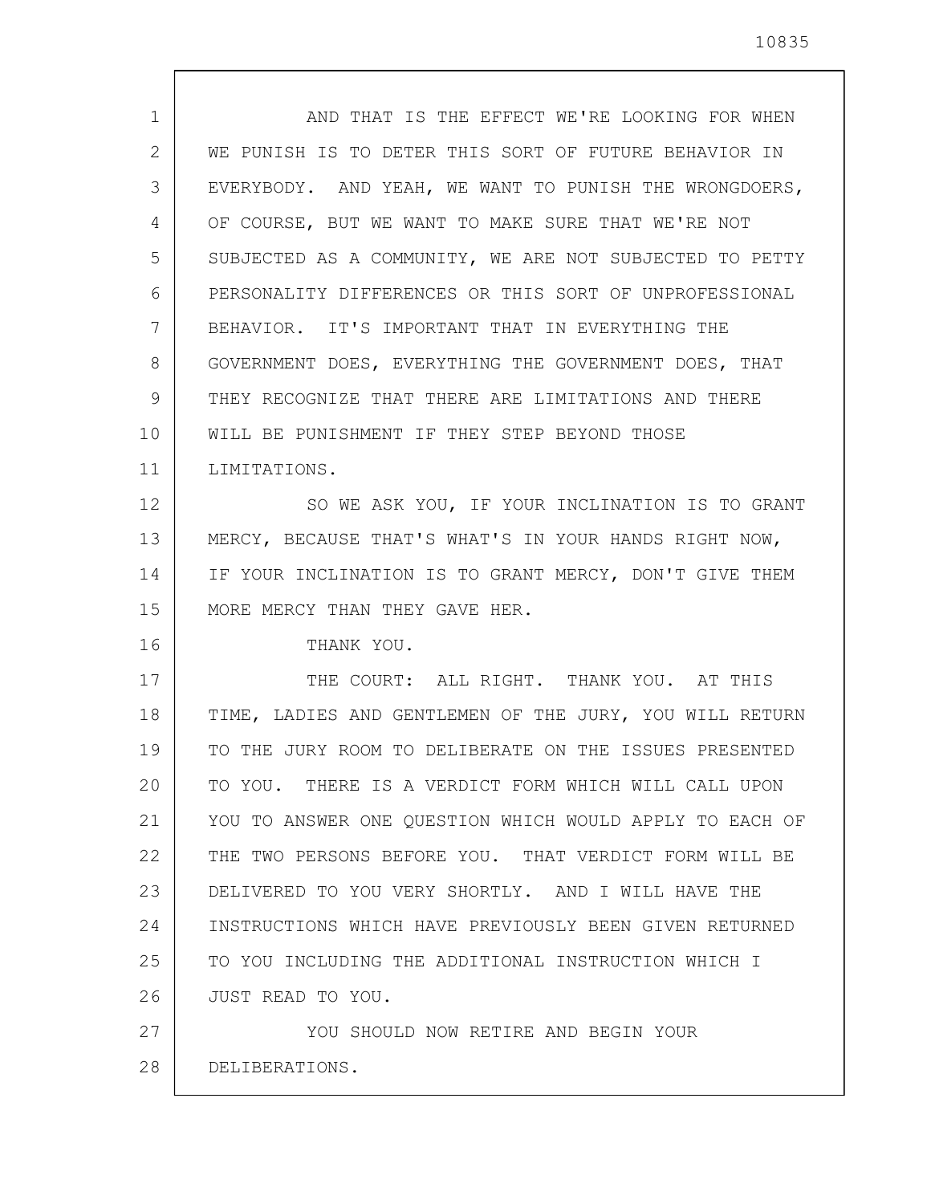AND THAT IS THE EFFECT WE'RE LOOKING FOR WHEN WE PUNISH IS TO DETER THIS SORT OF FUTURE BEHAVIOR IN EVERYBODY. AND YEAH, WE WANT TO PUNISH THE WRONGDOERS, OF COURSE, BUT WE WANT TO MAKE SURE THAT WE'RE NOT SUBJECTED AS A COMMUNITY, WE ARE NOT SUBJECTED TO PETTY PERSONALITY DIFFERENCES OR THIS SORT OF UNPROFESSIONAL BEHAVIOR. IT'S IMPORTANT THAT IN EVERYTHING THE GOVERNMENT DOES, EVERYTHING THE GOVERNMENT DOES, THAT THEY RECOGNIZE THAT THERE ARE LIMITATIONS AND THERE WILL BE PUNISHMENT IF THEY STEP BEYOND THOSE LIMITATIONS.

SO WE ASK YOU, IF YOUR INCLINATION IS TO GRANT MERCY, BECAUSE THAT'S WHAT'S IN YOUR HANDS RIGHT NOW, IF YOUR INCLINATION IS TO GRANT MERCY, DON'T GIVE THEM MORE MERCY THAN THEY GAVE HER.

THANK YOU.

THE COURT: ALL RIGHT. THANK YOU. AT THIS TIME, LADIES AND GENTLEMEN OF THE JURY, YOU WILL RETURN TO THE JURY ROOM TO DELIBERATE ON THE ISSUES PRESENTED TO YOU. THERE IS A VERDICT FORM WHICH WILL CALL UPON YOU TO ANSWER ONE QUESTION WHICH WOULD APPLY TO EACH OF THE TWO PERSONS BEFORE YOU. THAT VERDICT FORM WILL BE DELIVERED TO YOU VERY SHORTLY. AND I WILL HAVE THE INSTRUCTIONS WHICH HAVE PREVIOUSLY BEEN GIVEN RETURNED TO YOU INCLUDING THE ADDITIONAL INSTRUCTION WHICH I JUST READ TO YOU.

YOU SHOULD NOW RETIRE AND BEGIN YOUR DELIBERATIONS.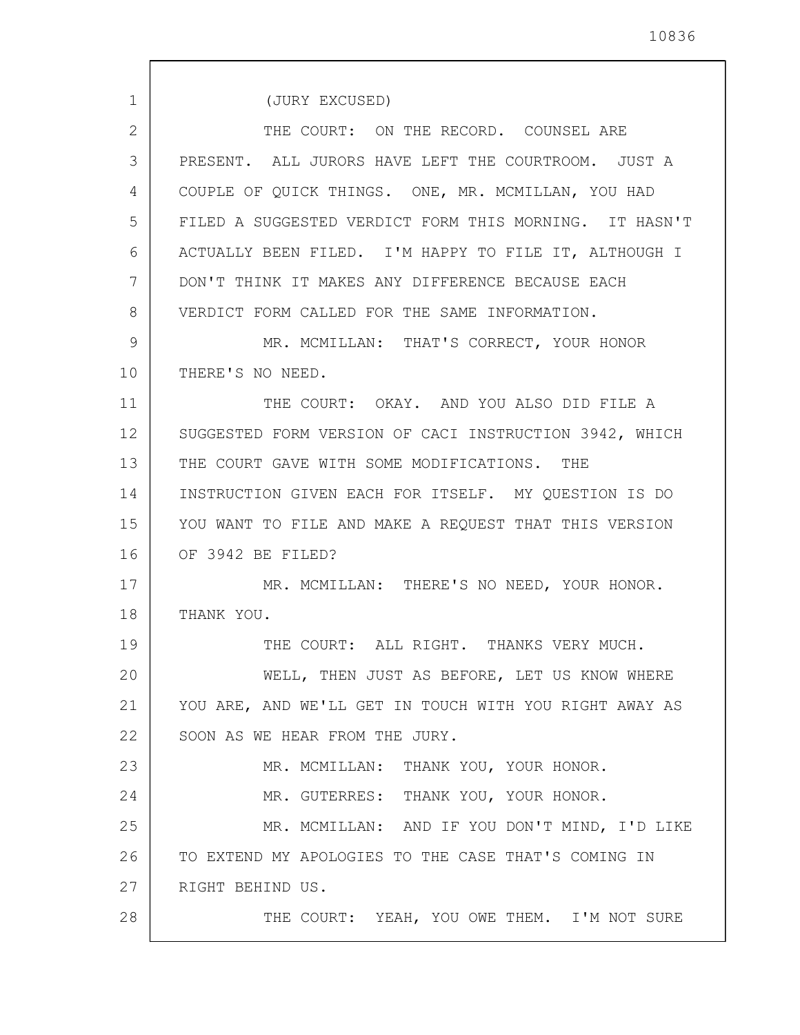(JURY EXCUSED)

THE COURT: ON THE RECORD. COUNSEL ARE PRESENT. ALL JURORS HAVE LEFT THE COURTROOM. JUST A COUPLE OF QUICK THINGS. ONE, MR. MCMILLAN, YOU HAD FILED A SUGGESTED VERDICT FORM THIS MORNING. IT HASN'T ACTUALLY BEEN FILED. I'M HAPPY TO FILE IT, ALTHOUGH I DON'T THINK IT MAKES ANY DIFFERENCE BECAUSE EACH VERDICT FORM CALLED FOR THE SAME INFORMATION.

MR. MCMILLAN: THAT'S CORRECT, YOUR HONOR THERE'S NO NEED.

THE COURT: OKAY. AND YOU ALSO DID FILE A SUGGESTED FORM VERSION OF CACI INSTRUCTION 3942, WHICH THE COURT GAVE WITH SOME MODIFICATIONS. THE INSTRUCTION GIVEN EACH FOR ITSELF. MY QUESTION IS DO YOU WANT TO FILE AND MAKE A REQUEST THAT THIS VERSION OF 3942 BE FILED?

MR. MCMILLAN: THERE'S NO NEED, YOUR HONOR. THANK YOU.

THE COURT: ALL RIGHT. THANKS VERY MUCH.

WELL, THEN JUST AS BEFORE, LET US KNOW WHERE YOU ARE, AND WE'LL GET IN TOUCH WITH YOU RIGHT AWAY AS SOON AS WE HEAR FROM THE JURY.

MR. MCMILLAN: THANK YOU, YOUR HONOR.

MR. GUTERRES: THANK YOU, YOUR HONOR.

MR. MCMILLAN: AND IF YOU DON'T MIND, I'D LIKE TO EXTEND MY APOLOGIES TO THE CASE THAT'S COMING IN RIGHT BEHIND US.

THE COURT: YEAH, YOU OWE THEM. I'M NOT SURE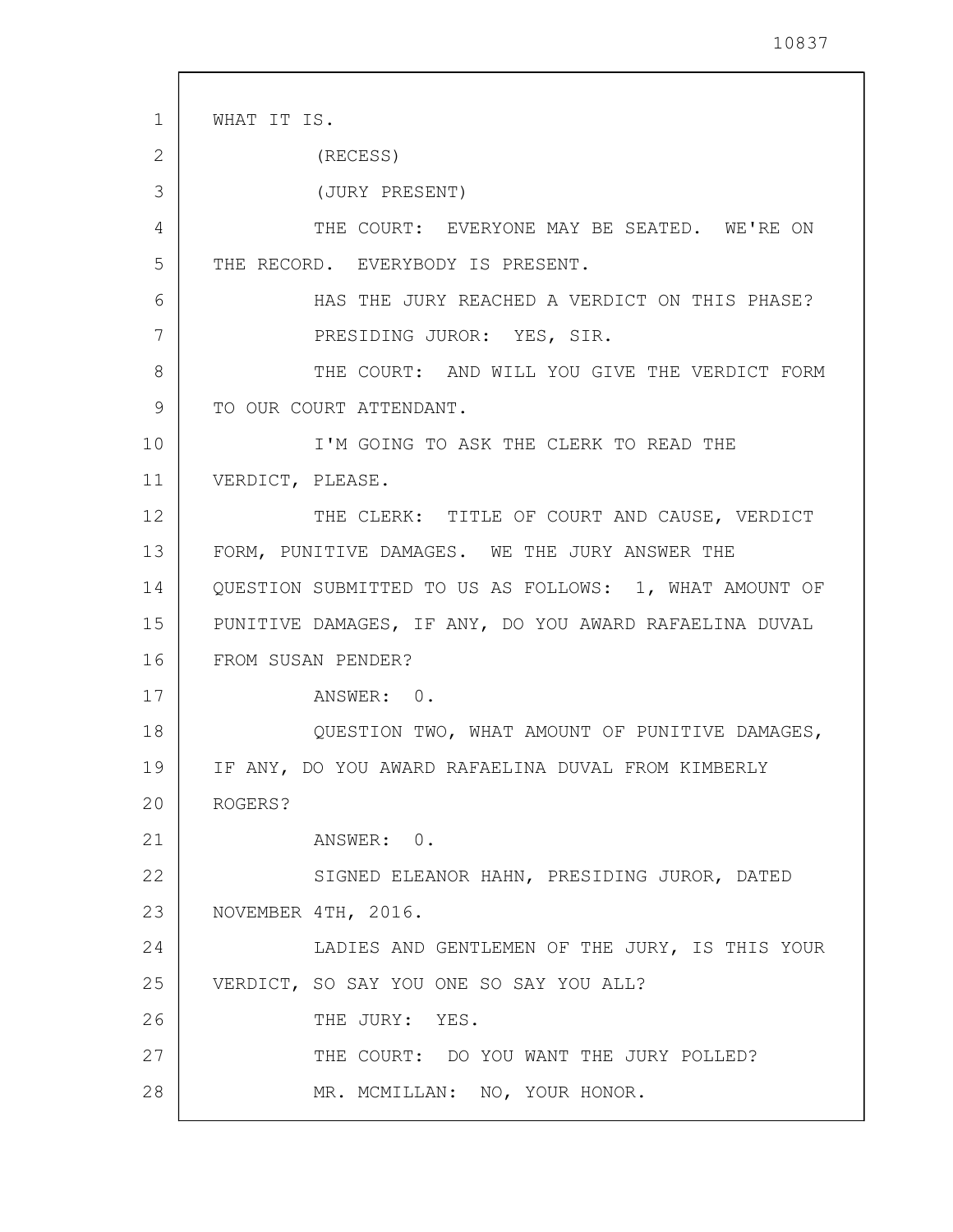WHAT IT IS.

(RECESS)

(JURY PRESENT)

THE COURT: EVERYONE MAY BE SEATED. WE'RE ON THE RECORD. EVERYBODY IS PRESENT.

HAS THE JURY REACHED A VERDICT ON THIS PHASE?

PRESIDING JUROR: YES, SIR.

THE COURT: AND WILL YOU GIVE THE VERDICT FORM TO OUR COURT ATTENDANT.

I'M GOING TO ASK THE CLERK TO READ THE VERDICT, PLEASE.

THE CLERK: TITLE OF COURT AND CAUSE, VERDICT FORM, PUNITIVE DAMAGES. WE THE JURY ANSWER THE QUESTION SUBMITTED TO US AS FOLLOWS: 1, WHAT AMOUNT OF PUNITIVE DAMAGES, IF ANY, DO YOU AWARD RAFAELINA DUVAL FROM SUSAN PENDER?

ANSWER: 0.

QUESTION TWO, WHAT AMOUNT OF PUNITIVE DAMAGES, IF ANY, DO YOU AWARD RAFAELINA DUVAL FROM KIMBERLY ROGERS?

ANSWER: 0.

SIGNED ELEANOR HAHN, PRESIDING JUROR, DATED NOVEMBER 4TH, 2016.

LADIES AND GENTLEMEN OF THE JURY, IS THIS YOUR VERDICT, SO SAY YOU ONE SO SAY YOU ALL?

THE JURY: YES.

THE COURT: DO YOU WANT THE JURY POLLED?

MR. MCMILLAN: NO, YOUR HONOR.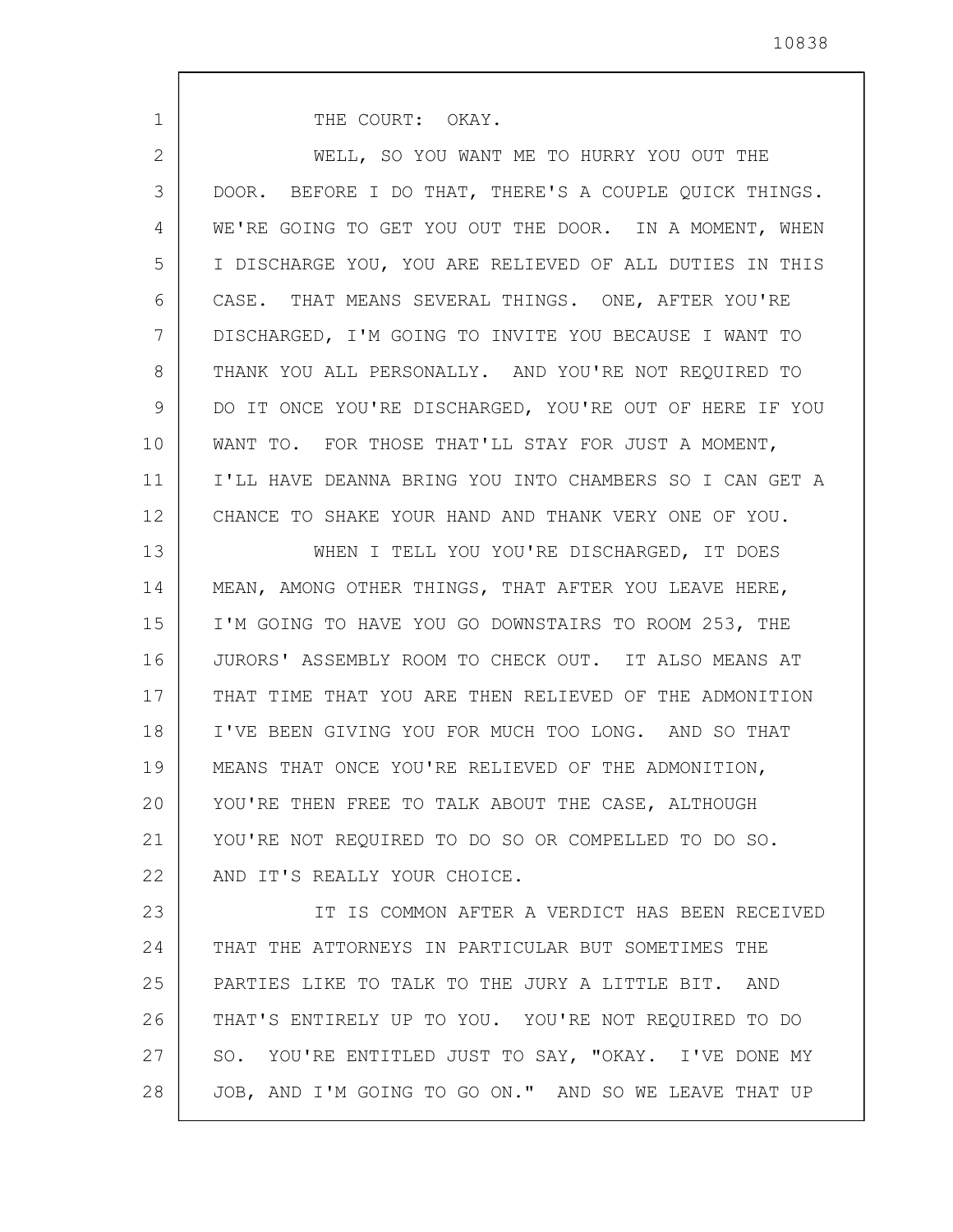THE COURT: OKAY.

WELL, SO YOU WANT ME TO HURRY YOU OUT THE DOOR. BEFORE I DO THAT, THERE'S A COUPLE QUICK THINGS. WE'RE GOING TO GET YOU OUT THE DOOR. IN A MOMENT, WHEN I DISCHARGE YOU, YOU ARE RELIEVED OF ALL DUTIES IN THIS CASE. THAT MEANS SEVERAL THINGS. ONE, AFTER YOU'RE DISCHARGED, I'M GOING TO INVITE YOU BECAUSE I WANT TO THANK YOU ALL PERSONALLY. AND YOU'RE NOT REQUIRED TO DO IT ONCE YOU'RE DISCHARGED, YOU'RE OUT OF HERE IF YOU WANT TO. FOR THOSE THAT'LL STAY FOR JUST A MOMENT, I'LL HAVE DEANNA BRING YOU INTO CHAMBERS SO I CAN GET A CHANCE TO SHAKE YOUR HAND AND THANK VERY ONE OF YOU.

WHEN I TELL YOU YOU'RE DISCHARGED, IT DOES MEAN, AMONG OTHER THINGS, THAT AFTER YOU LEAVE HERE, I'M GOING TO HAVE YOU GO DOWNSTAIRS TO ROOM 253, THE JURORS' ASSEMBLY ROOM TO CHECK OUT. IT ALSO MEANS AT THAT TIME THAT YOU ARE THEN RELIEVED OF THE ADMONITION I'VE BEEN GIVING YOU FOR MUCH TOO LONG. AND SO THAT MEANS THAT ONCE YOU'RE RELIEVED OF THE ADMONITION, YOU'RE THEN FREE TO TALK ABOUT THE CASE, ALTHOUGH YOU'RE NOT REQUIRED TO DO SO OR COMPELLED TO DO SO. AND IT'S REALLY YOUR CHOICE.

IT IS COMMON AFTER A VERDICT HAS BEEN RECEIVED THAT THE ATTORNEYS IN PARTICULAR BUT SOMETIMES THE PARTIES LIKE TO TALK TO THE JURY A LITTLE BIT. AND THAT'S ENTIRELY UP TO YOU. YOU'RE NOT REQUIRED TO DO SO. YOU'RE ENTITLED JUST TO SAY, "OKAY. I'VE DONE MY JOB, AND I'M GOING TO GO ON." AND SO WE LEAVE THAT UP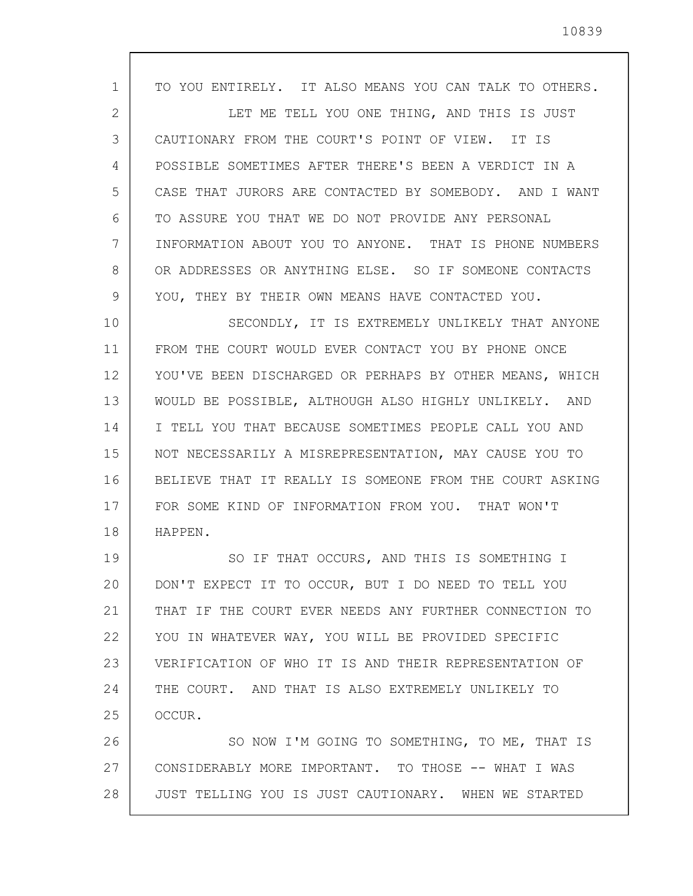TO YOU ENTIRELY. IT ALSO MEANS YOU CAN TALK TO OTHERS.

LET ME TELL YOU ONE THING, AND THIS IS JUST CAUTIONARY FROM THE COURT'S POINT OF VIEW. IT IS POSSIBLE SOMETIMES AFTER THERE'S BEEN A VERDICT IN A CASE THAT JURORS ARE CONTACTED BY SOMEBODY. AND I WANT TO ASSURE YOU THAT WE DO NOT PROVIDE ANY PERSONAL INFORMATION ABOUT YOU TO ANYONE. THAT IS PHONE NUMBERS OR ADDRESSES OR ANYTHING ELSE. SO IF SOMEONE CONTACTS YOU, THEY BY THEIR OWN MEANS HAVE CONTACTED YOU.

SECONDLY, IT IS EXTREMELY UNLIKELY THAT ANYONE FROM THE COURT WOULD EVER CONTACT YOU BY PHONE ONCE YOU'VE BEEN DISCHARGED OR PERHAPS BY OTHER MEANS, WHICH WOULD BE POSSIBLE, ALTHOUGH ALSO HIGHLY UNLIKELY. AND I TELL YOU THAT BECAUSE SOMETIMES PEOPLE CALL YOU AND NOT NECESSARILY A MISREPRESENTATION, MAY CAUSE YOU TO BELIEVE THAT IT REALLY IS SOMEONE FROM THE COURT ASKING FOR SOME KIND OF INFORMATION FROM YOU. THAT WON'T HAPPEN.

SO IF THAT OCCURS, AND THIS IS SOMETHING I DON'T EXPECT IT TO OCCUR, BUT I DO NEED TO TELL YOU THAT IF THE COURT EVER NEEDS ANY FURTHER CONNECTION TO YOU IN WHATEVER WAY, YOU WILL BE PROVIDED SPECIFIC VERIFICATION OF WHO IT IS AND THEIR REPRESENTATION OF THE COURT. AND THAT IS ALSO EXTREMELY UNLIKELY TO OCCUR.

SO NOW I'M GOING TO SOMETHING, TO ME, THAT IS CONSIDERABLY MORE IMPORTANT. TO THOSE -- WHAT I WAS JUST TELLING YOU IS JUST CAUTIONARY. WHEN WE STARTED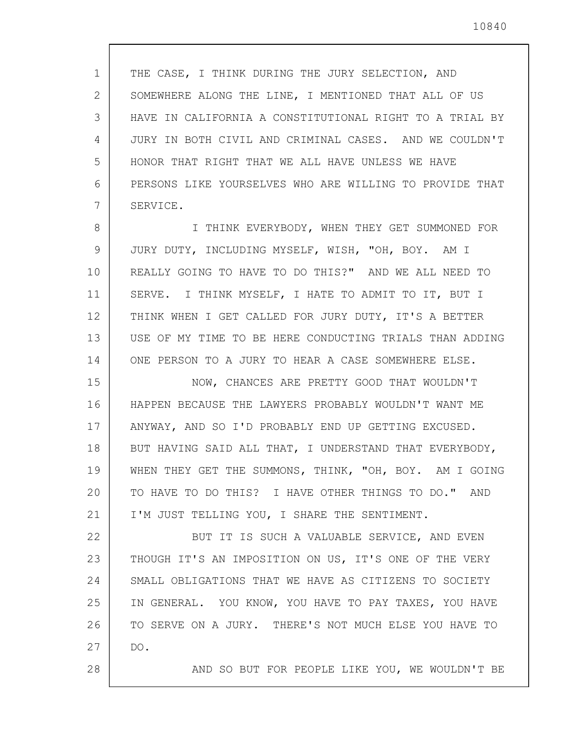THE CASE, I THINK DURING THE JURY SELECTION, AND SOMEWHERE ALONG THE LINE, I MENTIONED THAT ALL OF US HAVE IN CALIFORNIA A CONSTITUTIONAL RIGHT TO A TRIAL BY JURY IN BOTH CIVIL AND CRIMINAL CASES. AND WE COULDN'T HONOR THAT RIGHT THAT WE ALL HAVE UNLESS WE HAVE PERSONS LIKE YOURSELVES WHO ARE WILLING TO PROVIDE THAT SERVICE.

I THINK EVERYBODY, WHEN THEY GET SUMMONED FOR JURY DUTY, INCLUDING MYSELF, WISH, "OH, BOY. AM I REALLY GOING TO HAVE TO DO THIS?" AND WE ALL NEED TO SERVE. I THINK MYSELF, I HATE TO ADMIT TO IT, BUT I THINK WHEN I GET CALLED FOR JURY DUTY, IT'S A BETTER USE OF MY TIME TO BE HERE CONDUCTING TRIALS THAN ADDING ONE PERSON TO A JURY TO HEAR A CASE SOMEWHERE ELSE.

NOW, CHANCES ARE PRETTY GOOD THAT WOULDN'T HAPPEN BECAUSE THE LAWYERS PROBABLY WOULDN'T WANT ME ANYWAY, AND SO I'D PROBABLY END UP GETTING EXCUSED. BUT HAVING SAID ALL THAT, I UNDERSTAND THAT EVERYBODY, WHEN THEY GET THE SUMMONS, THINK, "OH, BOY. AM I GOING TO HAVE TO DO THIS? I HAVE OTHER THINGS TO DO." AND I'M JUST TELLING YOU, I SHARE THE SENTIMENT.

BUT IT IS SUCH A VALUABLE SERVICE, AND EVEN THOUGH IT'S AN IMPOSITION ON US, IT'S ONE OF THE VERY SMALL OBLIGATIONS THAT WE HAVE AS CITIZENS TO SOCIETY IN GENERAL. YOU KNOW, YOU HAVE TO PAY TAXES, YOU HAVE TO SERVE ON A JURY. THERE'S NOT MUCH ELSE YOU HAVE TO DO.

AND SO BUT FOR PEOPLE LIKE YOU, WE WOULDN'T BE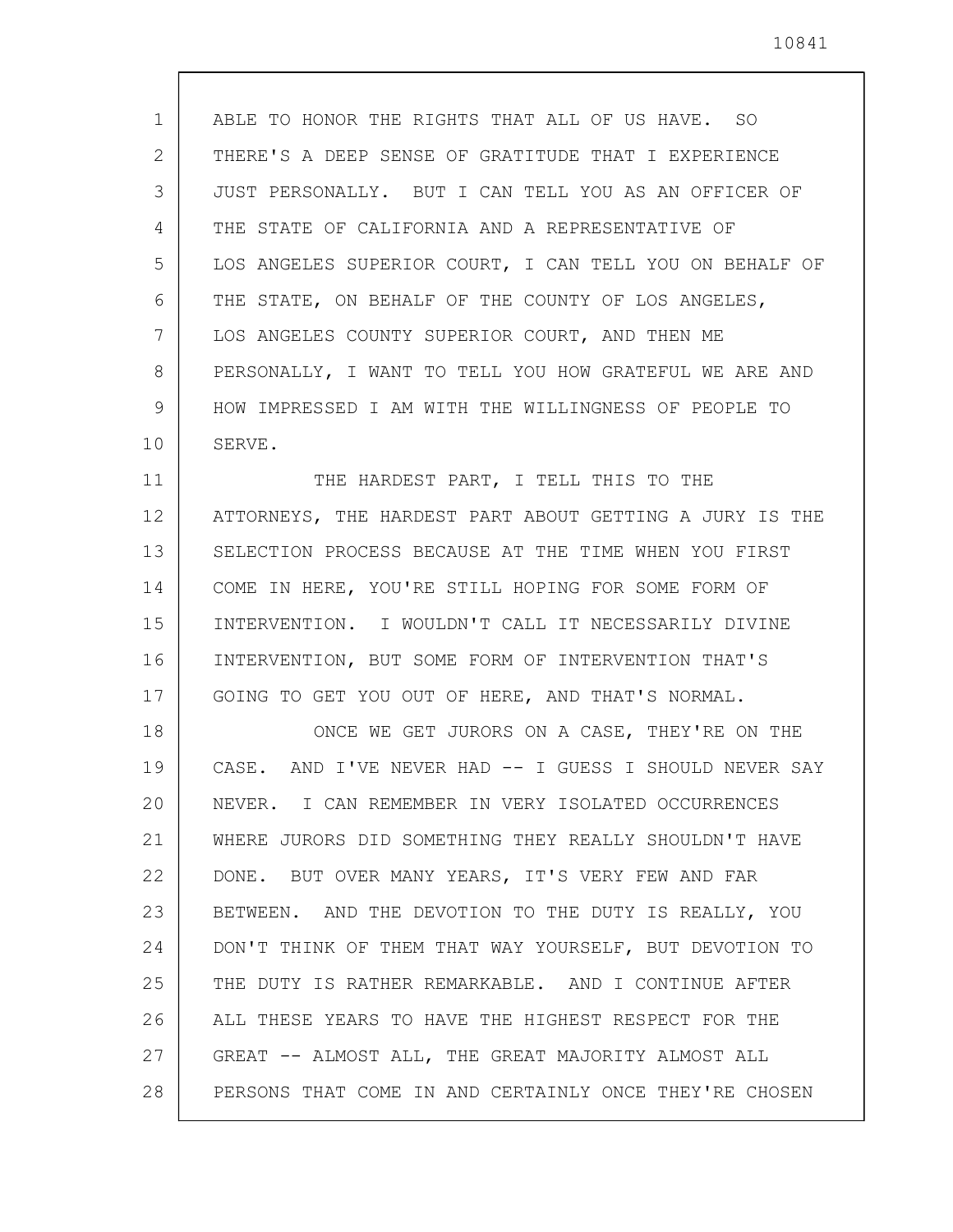ABLE TO HONOR THE RIGHTS THAT ALL OF US HAVE. SO THERE'S A DEEP SENSE OF GRATITUDE THAT I EXPERIENCE JUST PERSONALLY. BUT I CAN TELL YOU AS AN OFFICER OF THE STATE OF CALIFORNIA AND A REPRESENTATIVE OF LOS ANGELES SUPERIOR COURT, I CAN TELL YOU ON BEHALF OF THE STATE, ON BEHALF OF THE COUNTY OF LOS ANGELES, LOS ANGELES COUNTY SUPERIOR COURT, AND THEN ME PERSONALLY, I WANT TO TELL YOU HOW GRATEFUL WE ARE AND HOW IMPRESSED I AM WITH THE WILLINGNESS OF PEOPLE TO SERVE.

THE HARDEST PART, I TELL THIS TO THE ATTORNEYS, THE HARDEST PART ABOUT GETTING A JURY IS THE SELECTION PROCESS BECAUSE AT THE TIME WHEN YOU FIRST COME IN HERE, YOU'RE STILL HOPING FOR SOME FORM OF INTERVENTION. I WOULDN'T CALL IT NECESSARILY DIVINE INTERVENTION, BUT SOME FORM OF INTERVENTION THAT'S GOING TO GET YOU OUT OF HERE, AND THAT'S NORMAL.

ONCE WE GET JURORS ON A CASE, THEY'RE ON THE CASE. AND I'VE NEVER HAD -- I GUESS I SHOULD NEVER SAY NEVER. I CAN REMEMBER IN VERY ISOLATED OCCURRENCES WHERE JURORS DID SOMETHING THEY REALLY SHOULDN'T HAVE DONE. BUT OVER MANY YEARS, IT'S VERY FEW AND FAR BETWEEN. AND THE DEVOTION TO THE DUTY IS REALLY, YOU DON'T THINK OF THEM THAT WAY YOURSELF, BUT DEVOTION TO THE DUTY IS RATHER REMARKABLE. AND I CONTINUE AFTER ALL THESE YEARS TO HAVE THE HIGHEST RESPECT FOR THE GREAT -- ALMOST ALL, THE GREAT MAJORITY ALMOST ALL PERSONS THAT COME IN AND CERTAINLY ONCE THEY'RE CHOSEN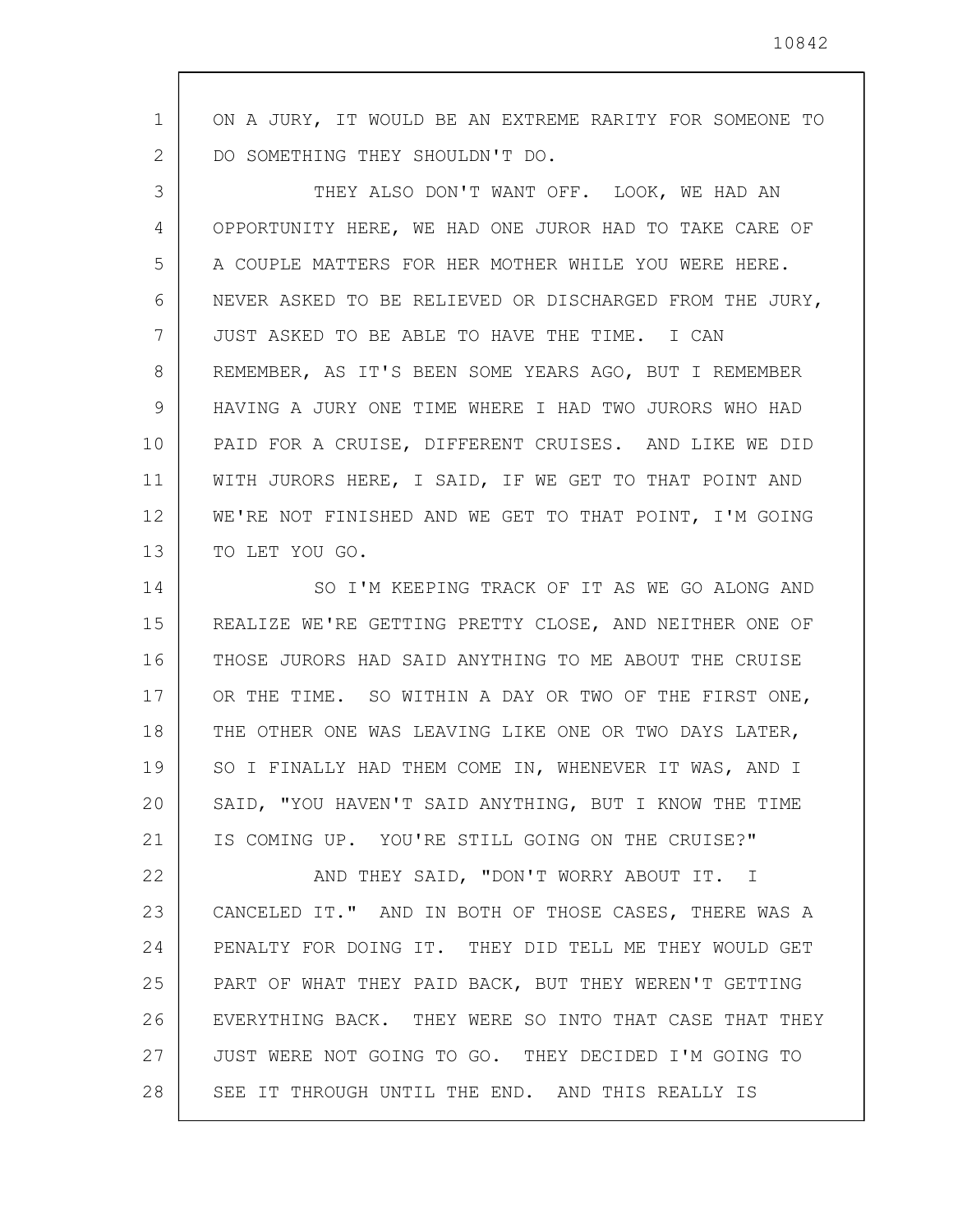ON A JURY, IT WOULD BE AN EXTREME RARITY FOR SOMEONE TO DO SOMETHING THEY SHOULDN'T DO.

THEY ALSO DON'T WANT OFF. LOOK, WE HAD AN OPPORTUNITY HERE, WE HAD ONE JUROR HAD TO TAKE CARE OF A COUPLE MATTERS FOR HER MOTHER WHILE YOU WERE HERE. NEVER ASKED TO BE RELIEVED OR DISCHARGED FROM THE JURY, JUST ASKED TO BE ABLE TO HAVE THE TIME. I CAN REMEMBER, AS IT'S BEEN SOME YEARS AGO, BUT I REMEMBER HAVING A JURY ONE TIME WHERE I HAD TWO JURORS WHO HAD PAID FOR A CRUISE, DIFFERENT CRUISES. AND LIKE WE DID WITH JURORS HERE, I SAID, IF WE GET TO THAT POINT AND WE'RE NOT FINISHED AND WE GET TO THAT POINT, I'M GOING TO LET YOU GO.

SO I'M KEEPING TRACK OF IT AS WE GO ALONG AND REALIZE WE'RE GETTING PRETTY CLOSE, AND NEITHER ONE OF THOSE JURORS HAD SAID ANYTHING TO ME ABOUT THE CRUISE OR THE TIME. SO WITHIN A DAY OR TWO OF THE FIRST ONE, THE OTHER ONE WAS LEAVING LIKE ONE OR TWO DAYS LATER, SO I FINALLY HAD THEM COME IN, WHENEVER IT WAS, AND I SAID, "YOU HAVEN'T SAID ANYTHING, BUT I KNOW THE TIME IS COMING UP. YOU'RE STILL GOING ON THE CRUISE?"

AND THEY SAID, "DON'T WORRY ABOUT IT. I CANCELED IT." AND IN BOTH OF THOSE CASES, THERE WAS A PENALTY FOR DOING IT. THEY DID TELL ME THEY WOULD GET PART OF WHAT THEY PAID BACK, BUT THEY WEREN'T GETTING EVERYTHING BACK. THEY WERE SO INTO THAT CASE THAT THEY JUST WERE NOT GOING TO GO. THEY DECIDED I'M GOING TO SEE IT THROUGH UNTIL THE END. AND THIS REALLY IS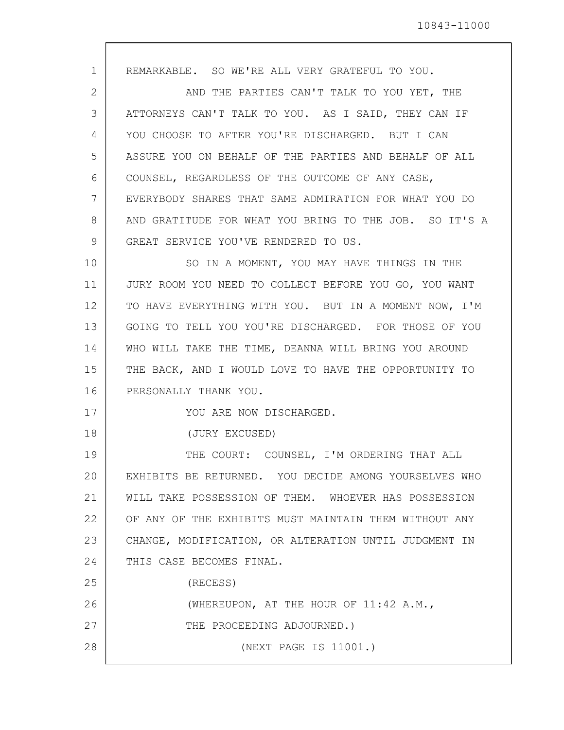REMARKABLE. SO WE'RE ALL VERY GRATEFUL TO YOU.

AND THE PARTIES CAN'T TALK TO YOU YET, THE ATTORNEYS CAN'T TALK TO YOU. AS I SAID, THEY CAN IF YOU CHOOSE TO AFTER YOU'RE DISCHARGED. BUT I CAN ASSURE YOU ON BEHALF OF THE PARTIES AND BEHALF OF ALL COUNSEL, REGARDLESS OF THE OUTCOME OF ANY CASE, EVERYBODY SHARES THAT SAME ADMIRATION FOR WHAT YOU DO AND GRATITUDE FOR WHAT YOU BRING TO THE JOB. SO IT'S A GREAT SERVICE YOU'VE RENDERED TO US.

SO IN A MOMENT, YOU MAY HAVE THINGS IN THE JURY ROOM YOU NEED TO COLLECT BEFORE YOU GO, YOU WANT TO HAVE EVERYTHING WITH YOU. BUT IN A MOMENT NOW, I'M GOING TO TELL YOU YOU'RE DISCHARGED. FOR THOSE OF YOU WHO WILL TAKE THE TIME, DEANNA WILL BRING YOU AROUND THE BACK, AND I WOULD LOVE TO HAVE THE OPPORTUNITY TO PERSONALLY THANK YOU.

YOU ARE NOW DISCHARGED.

(JURY EXCUSED)

THE COURT: COUNSEL, I'M ORDERING THAT ALL EXHIBITS BE RETURNED. YOU DECIDE AMONG YOURSELVES WHO WILL TAKE POSSESSION OF THEM. WHOEVER HAS POSSESSION OF ANY OF THE EXHIBITS MUST MAINTAIN THEM WITHOUT ANY CHANGE, MODIFICATION, OR ALTERATION UNTIL JUDGMENT IN THIS CASE BECOMES FINAL.

(RECESS)

(WHEREUPON, AT THE HOUR OF 11:42 A.M., THE PROCEEDING ADJOURNED.)

(NEXT PAGE IS 11001.)